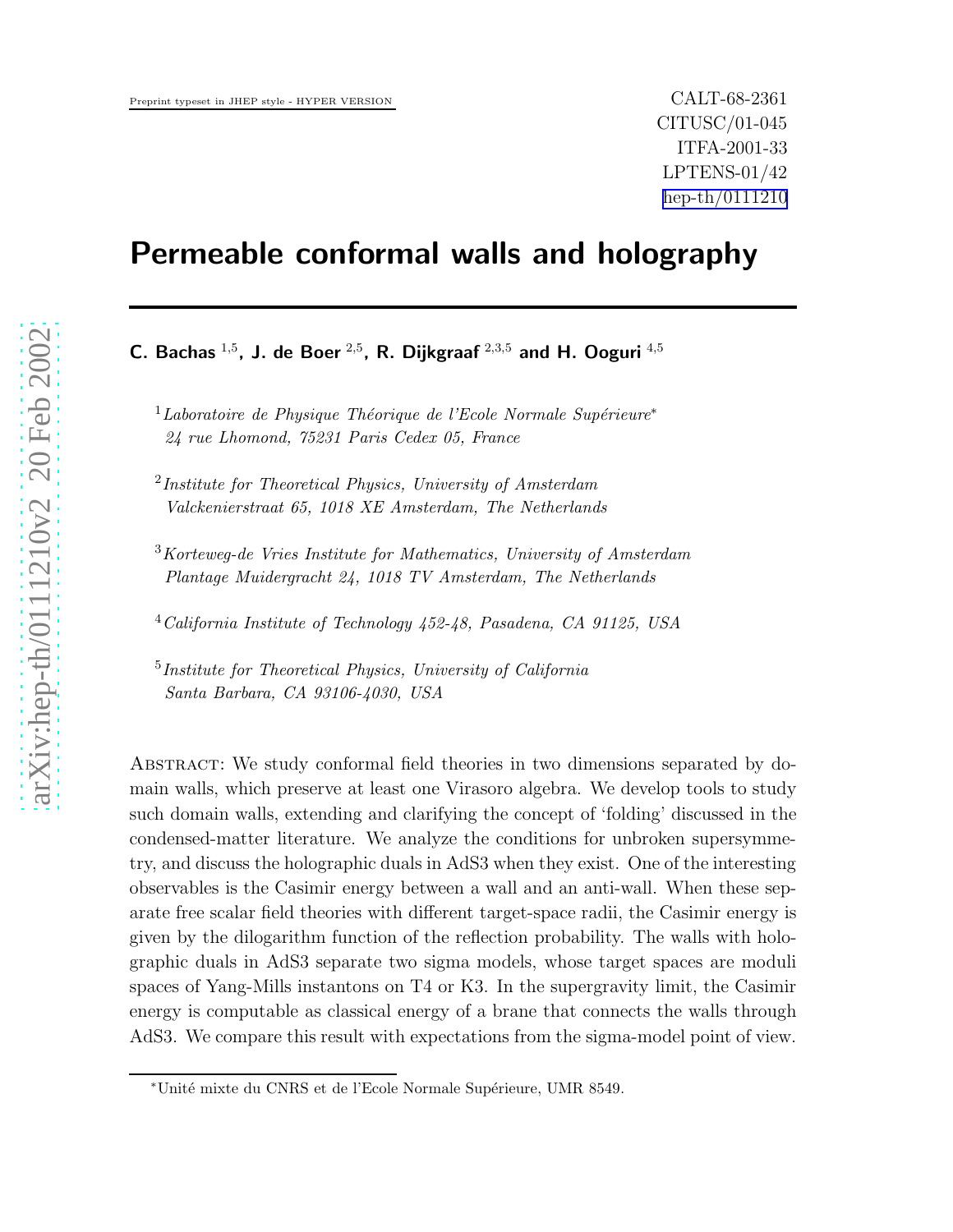Preprint typeset in JHEP style - HYPER VERSION

CALT-68-2361
CITUSC/01-045
ITFA-2001-33
LPTENS-01/42
hep-th/0111210

# Permeable conformal walls and holography

**C. Bachas** [1,5], **J. de Boer** [2,5], **R. Dijkgraaf** [2,3,5] **and H. Ooguri** [4,5]

[1] *Laboratoire de Physique Théorique de l'Ecole Normale Supérieure*[*]
*24 rue Lhomond, 75231 Paris Cedex 05, France*

[2] *Institute for Theoretical Physics, University of Amsterdam*
*Valckenierstraat 65, 1018 XE Amsterdam, The Netherlands*

[3] *Korteweg-de Vries Institute for Mathematics, University of Amsterdam*
*Plantage Muidergracht 24, 1018 TV Amsterdam, The Netherlands*

[4] *California Institute of Technology 452-48, Pasadena, CA 91125, USA*

[5] *Institute for Theoretical Physics, University of California*
*Santa Barbara, CA 93106-4030, USA*

Abstract: We study conformal field theories in two dimensions separated by domain walls, which preserve at least one Virasoro algebra. We develop tools to study such domain walls, extending and clarifying the concept of 'folding' discussed in the condensed-matter literature. We analyze the conditions for unbroken supersymmetry, and discuss the holographic duals in AdS3 when they exist. One of the interesting observables is the Casimir energy between a wall and an anti-wall. When these separate free scalar field theories with different target-space radii, the Casimir energy is given by the dilogarithm function of the reflection probability. The walls with holographic duals in AdS3 separate two sigma models, whose target spaces are moduli spaces of Yang-Mills instantons on T4 or K3. In the supergravity limit, the Casimir energy is computable as classical energy of a brane that connects the walls through AdS3. We compare this result with expectations from the sigma-model point of view.

[*] Unité mixte du CNRS et de l'Ecole Normale Supérieure, UMR 8549.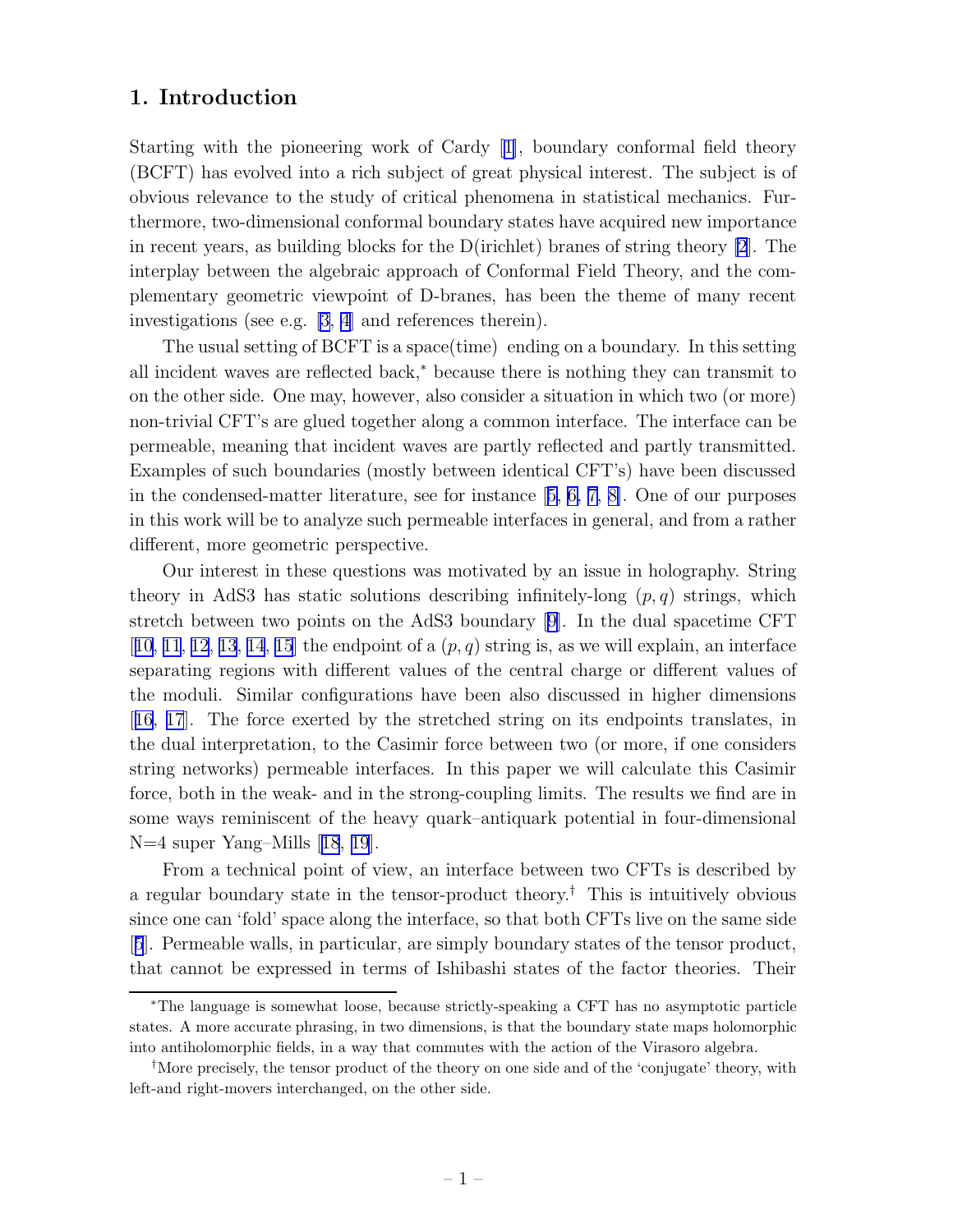# 1. Introduction

Starting with the pioneering work of Cardy [1], boundary conformal field theory (BCFT) has evolved into a rich subject of great physical interest. The subject is of obvious relevance to the study of critical phenomena in statistical mechanics. Furthermore, two-dimensional conformal boundary states have acquired new importance in recent years, as building blocks for the D(irichlet) branes of string theory [2]. The interplay between the algebraic approach of Conformal Field Theory, and the complementary geometric viewpoint of D-branes, has been the theme of many recent investigations (see e.g. [3, 4] and references therein).

The usual setting of BCFT is a space(time) ending on a boundary. In this setting all incident waves are reflected back,* because there is nothing they can transmit to on the other side. One may, however, also consider a situation in which two (or more) non-trivial CFT's are glued together along a common interface. The interface can be permeable, meaning that incident waves are partly reflected and partly transmitted. Examples of such boundaries (mostly between identical CFT's) have been discussed in the condensed-matter literature, see for instance [5, 6, 7, 8]. One of our purposes in this work will be to analyze such permeable interfaces in general, and from a rather different, more geometric perspective.

Our interest in these questions was motivated by an issue in holography. String theory in AdS3 has static solutions describing infinitely-long $(p, q)$ strings, which stretch between two points on the AdS3 boundary [9]. In the dual spacetime CFT [10, 11, 12, 13, 14, 15] the endpoint of a $(p, q)$ string is, as we will explain, an interface separating regions with different values of the central charge or different values of the moduli. Similar configurations have been also discussed in higher dimensions [16, 17]. The force exerted by the stretched string on its endpoints translates, in the dual interpretation, to the Casimir force between two (or more, if one considers string networks) permeable interfaces. In this paper we will calculate this Casimir force, both in the weak- and in the strong-coupling limits. The results we find are in some ways reminiscent of the heavy quark–antiquark potential in four-dimensional N=4 super Yang–Mills [18, 19].

From a technical point of view, an interface between two CFTs is described by a regular boundary state in the tensor-product theory.† This is intuitively obvious since one can 'fold' space along the interface, so that both CFTs live on the same side [5]. Permeable walls, in particular, are simply boundary states of the tensor product, that cannot be expressed in terms of Ishibashi states of the factor theories. Their

---

*The language is somewhat loose, because strictly-speaking a CFT has no asymptotic particle states. A more accurate phrasing, in two dimensions, is that the boundary state maps holomorphic into antiholomorphic fields, in a way that commutes with the action of the Virasoro algebra.

†More precisely, the tensor product of the theory on one side and of the 'conjugate' theory, with left-and right-movers interchanged, on the other side.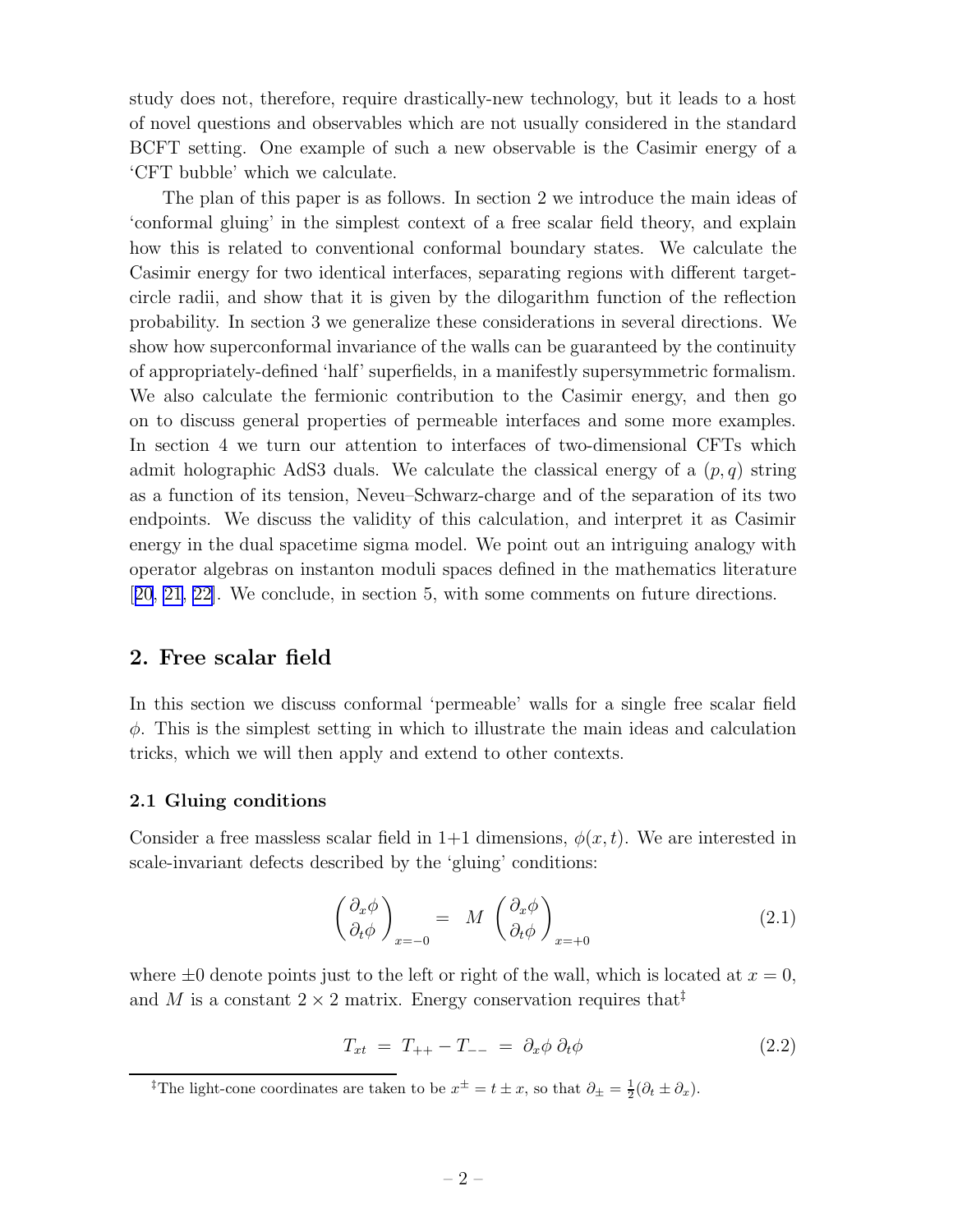study does not, therefore, require drastically-new technology, but it leads to a host of novel questions and observables which are not usually considered in the standard BCFT setting. One example of such a new observable is the Casimir energy of a 'CFT bubble' which we calculate.

The plan of this paper is as follows. In section 2 we introduce the main ideas of 'conformal gluing' in the simplest context of a free scalar field theory, and explain how this is related to conventional conformal boundary states. We calculate the Casimir energy for two identical interfaces, separating regions with different target-circle radii, and show that it is given by the dilogarithm function of the reflection probability. In section 3 we generalize these considerations in several directions. We show how superconformal invariance of the walls can be guaranteed by the continuity of appropriately-defined 'half' superfields, in a manifestly supersymmetric formalism. We also calculate the fermionic contribution to the Casimir energy, and then go on to discuss general properties of permeable interfaces and some more examples. In section 4 we turn our attention to interfaces of two-dimensional CFTs which admit holographic AdS3 duals. We calculate the classical energy of a $(p, q)$ string as a function of its tension, Neveu–Schwarz-charge and of the separation of its two endpoints. We discuss the validity of this calculation, and interpret it as Casimir energy in the dual spacetime sigma model. We point out an intriguing analogy with operator algebras on instanton moduli spaces defined in the mathematics literature [20, 21, 22]. We conclude, in section 5, with some comments on future directions.

## 2. Free scalar field

In this section we discuss conformal 'permeable' walls for a single free scalar field $\phi$. This is the simplest setting in which to illustrate the main ideas and calculation tricks, which we will then apply and extend to other contexts.

### 2.1 Gluing conditions

Consider a free massless scalar field in 1+1 dimensions, $\phi(x, t)$. We are interested in scale-invariant defects described by the 'gluing' conditions:

$$\begin{pmatrix} \partial_x \phi \\ \partial_t \phi \end{pmatrix}_{x=-0} = M \begin{pmatrix} \partial_x \phi \\ \partial_t \phi \end{pmatrix}_{x=+0} \tag{2.1}$$

where $\pm 0$ denote points just to the left or right of the wall, which is located at $x = 0$, and $M$ is a constant $2 \times 2$ matrix. Energy conservation requires that[‡]

$$T_{xt} = T_{++} - T_{--} = \partial_x \phi \, \partial_t \phi \tag{2.2}$$

[‡]The light-cone coordinates are taken to be $x^{\pm} = t \pm x$, so that $\partial_{\pm} = \frac{1}{2}(\partial_t \pm \partial_x)$.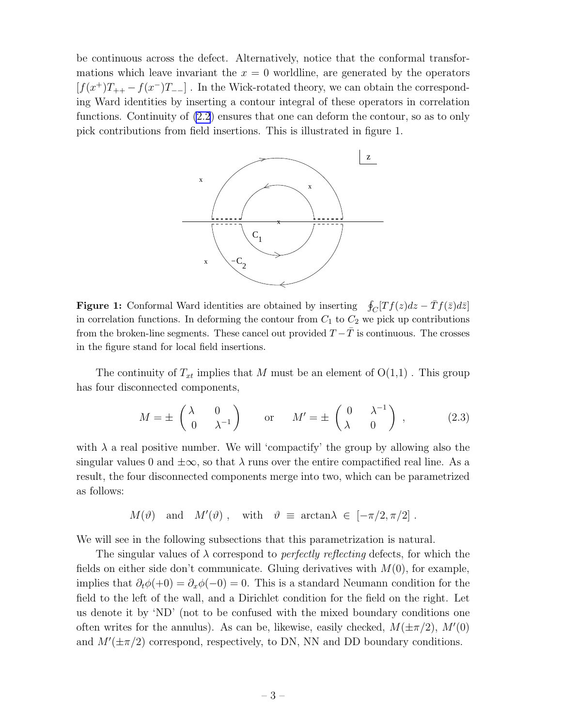be continuous across the defect. Alternatively, notice that the conformal transformations which leave invariant the $x = 0$ worldline, are generated by the operators $[f(x^+)T_{++} - f(x^-)T_{--}]$ . In the Wick-rotated theory, we can obtain the corresponding Ward identities by inserting a contour integral of these operators in correlation functions. Continuity of (2.2) ensures that one can deform the contour, so as to only pick contributions from field insertions. This is illustrated in figure 1.

**Figure 1:** Conformal Ward identities are obtained by inserting $\oint_C [T f(z) dz - \bar{T} f(\bar{z}) d\bar{z}]$ in correlation functions. In deforming the contour from $C_1$ to $C_2$ we pick up contributions from the broken-line segments. These cancel out provided $T - \bar{T}$ is continuous. The crosses in the figure stand for local field insertions.

The continuity of $T_{xt}$ implies that $M$ must be an element of O(1,1) . This group has four disconnected components,

$$M = \pm \begin{pmatrix} \lambda & 0 \\ 0 & \lambda^{-1} \end{pmatrix} \qquad \text{or} \qquad M' = \pm \begin{pmatrix} 0 & \lambda^{-1} \\ \lambda & 0 \end{pmatrix} , \tag{2.3}$$

with $\lambda$ a real positive number. We will 'compactify' the group by allowing also the singular values 0 and $\pm\infty$, so that $\lambda$ runs over the entire compactified real line. As a result, the four disconnected components merge into two, which can be parametrized as follows:

$$M(\vartheta) \quad \text{and} \quad M'(\vartheta) \ , \quad \text{with} \quad \vartheta \ \equiv \ \arctan\lambda \ \in \ [-\pi/2, \pi/2] \ .$$

We will see in the following subsections that this parametrization is natural.

The singular values of $\lambda$ correspond to *perfectly reflecting* defects, for which the fields on either side don't communicate. Gluing derivatives with $M(0)$, for example, implies that $\partial_t \phi(+0) = \partial_x \phi(-0) = 0$. This is a standard Neumann condition for the field to the left of the wall, and a Dirichlet condition for the field on the right. Let us denote it by 'ND' (not to be confused with the mixed boundary conditions one often writes for the annulus). As can be, likewise, easily checked, $M(\pm\pi/2)$, $M'(0)$ and $M'(\pm\pi/2)$ correspond, respectively, to DN, NN and DD boundary conditions.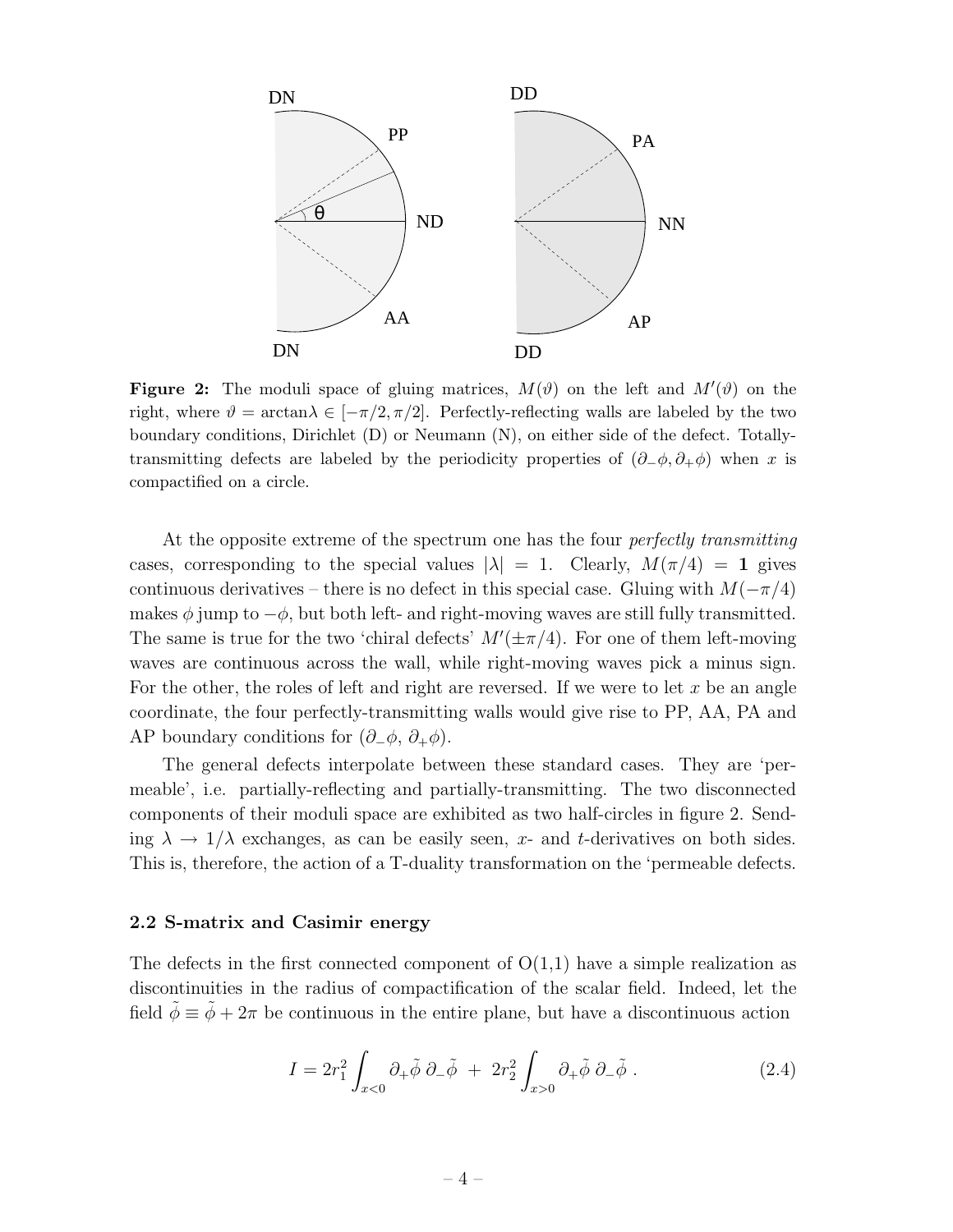**Figure 2:** The moduli space of gluing matrices, $M(\vartheta)$ on the left and $M'(\vartheta)$ on the right, where $\vartheta = \arctan\lambda \in [-\pi/2, \pi/2]$. Perfectly-reflecting walls are labeled by the two boundary conditions, Dirichlet (D) or Neumann (N), on either side of the defect. Totally-transmitting defects are labeled by the periodicity properties of $(\partial_-\phi, \partial_+\phi)$ when $x$ is compactified on a circle.

At the opposite extreme of the spectrum one has the four *perfectly transmitting* cases, corresponding to the special values $|\lambda| = 1$. Clearly, $M(\pi/4) = \mathbf{1}$ gives continuous derivatives – there is no defect in this special case. Gluing with $M(-\pi/4)$ makes $\phi$ jump to $-\phi$, but both left- and right-moving waves are still fully transmitted. The same is true for the two 'chiral defects' $M'(\pm\pi/4)$. For one of them left-moving waves are continuous across the wall, while right-moving waves pick a minus sign. For the other, the roles of left and right are reversed. If we were to let $x$ be an angle coordinate, the four perfectly-transmitting walls would give rise to PP, AA, PA and AP boundary conditions for $(\partial_-\phi,\, \partial_+\phi)$.

The general defects interpolate between these standard cases. They are 'permeable', i.e. partially-reflecting and partially-transmitting. The two disconnected components of their moduli space are exhibited as two half-circles in figure 2. Sending $\lambda \to 1/\lambda$ exchanges, as can be easily seen, $x$- and $t$-derivatives on both sides. This is, therefore, the action of a T-duality transformation on the 'permeable defects.

### 2.2 S-matrix and Casimir energy

The defects in the first connected component of O(1,1) have a simple realization as discontinuities in the radius of compactification of the scalar field. Indeed, let the field $\tilde{\phi} \equiv \tilde{\phi} + 2\pi$ be continuous in the entire plane, but have a discontinuous action

$$I = 2r_1^2 \int_{x<0} \partial_+\tilde{\phi}\, \partial_-\tilde{\phi} \;+\; 2r_2^2 \int_{x>0} \partial_+\tilde{\phi}\, \partial_-\tilde{\phi}\ . \tag{2.4}$$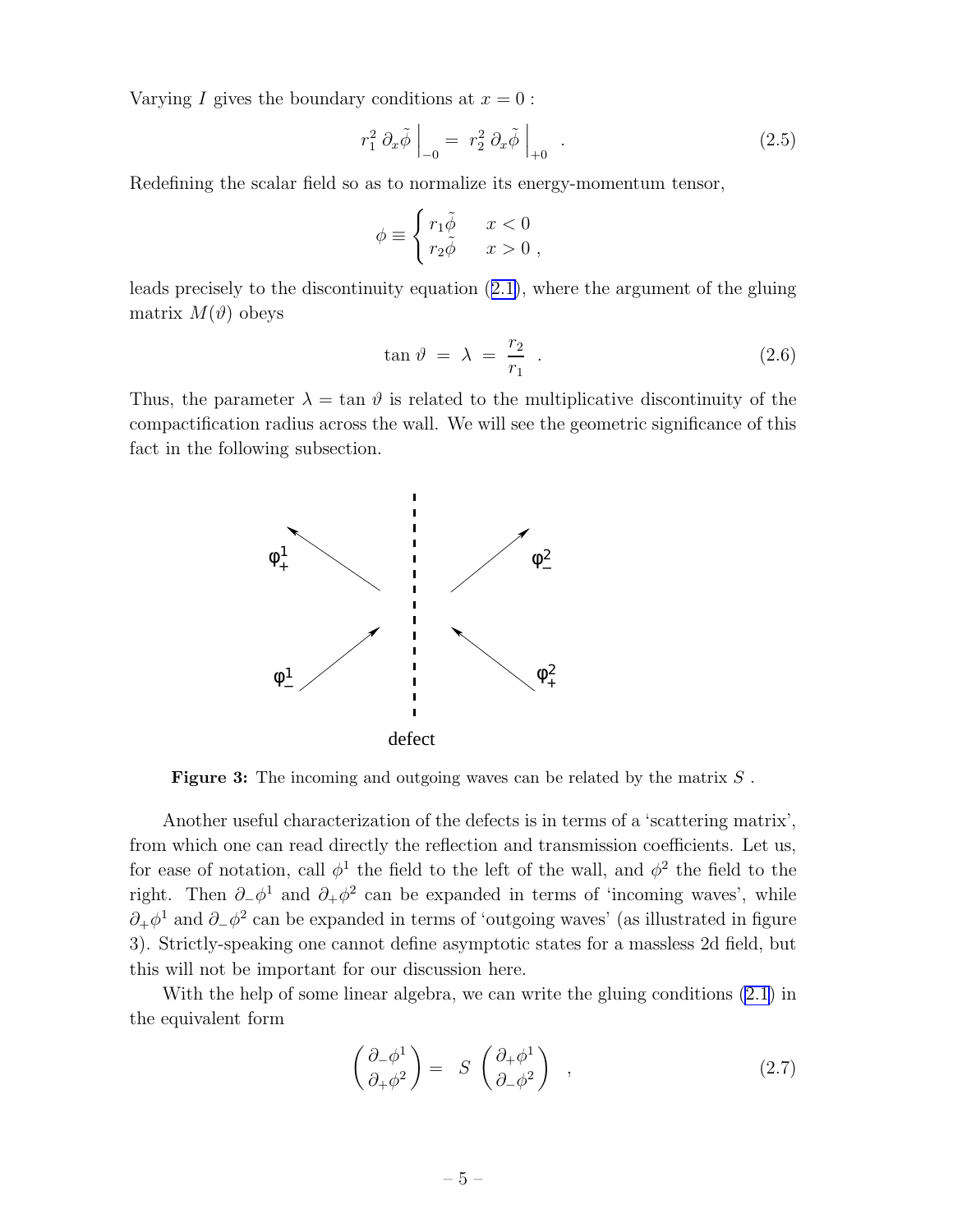Varying $I$ gives the boundary conditions at $x = 0$ :

$$r_1^2 \, \partial_x \tilde{\phi} \Big|_{-0} = r_2^2 \, \partial_x \tilde{\phi} \Big|_{+0} \quad . \tag{2.5}$$

Redefining the scalar field so as to normalize its energy-momentum tensor,

$$\phi \equiv \begin{cases} r_1 \tilde{\phi} & x < 0 \\ r_2 \tilde{\phi} & x > 0 \; , \end{cases}$$

leads precisely to the discontinuity equation (2.1), where the argument of the gluing matrix $M(\vartheta)$ obeys

$$\tan \vartheta \; = \; \lambda \; = \; \frac{r_2}{r_1} \quad . \tag{2.6}$$

Thus, the parameter $\lambda = \tan \vartheta$ is related to the multiplicative discontinuity of the compactification radius across the wall. We will see the geometric significance of this fact in the following subsection.

**Figure 3:** The incoming and outgoing waves can be related by the matrix $S$ .

Another useful characterization of the defects is in terms of a 'scattering matrix', from which one can read directly the reflection and transmission coefficients. Let us, for ease of notation, call $\phi^1$ the field to the left of the wall, and $\phi^2$ the field to the right. Then $\partial_- \phi^1$ and $\partial_+ \phi^2$ can be expanded in terms of 'incoming waves', while $\partial_+ \phi^1$ and $\partial_- \phi^2$ can be expanded in terms of 'outgoing waves' (as illustrated in figure 3). Strictly-speaking one cannot define asymptotic states for a massless 2d field, but this will not be important for our discussion here.

With the help of some linear algebra, we can write the gluing conditions (2.1) in the equivalent form

$$\begin{pmatrix} \partial_- \phi^1 \\ \partial_+ \phi^2 \end{pmatrix} = \; S \; \begin{pmatrix} \partial_+ \phi^1 \\ \partial_- \phi^2 \end{pmatrix} \quad , \tag{2.7}$$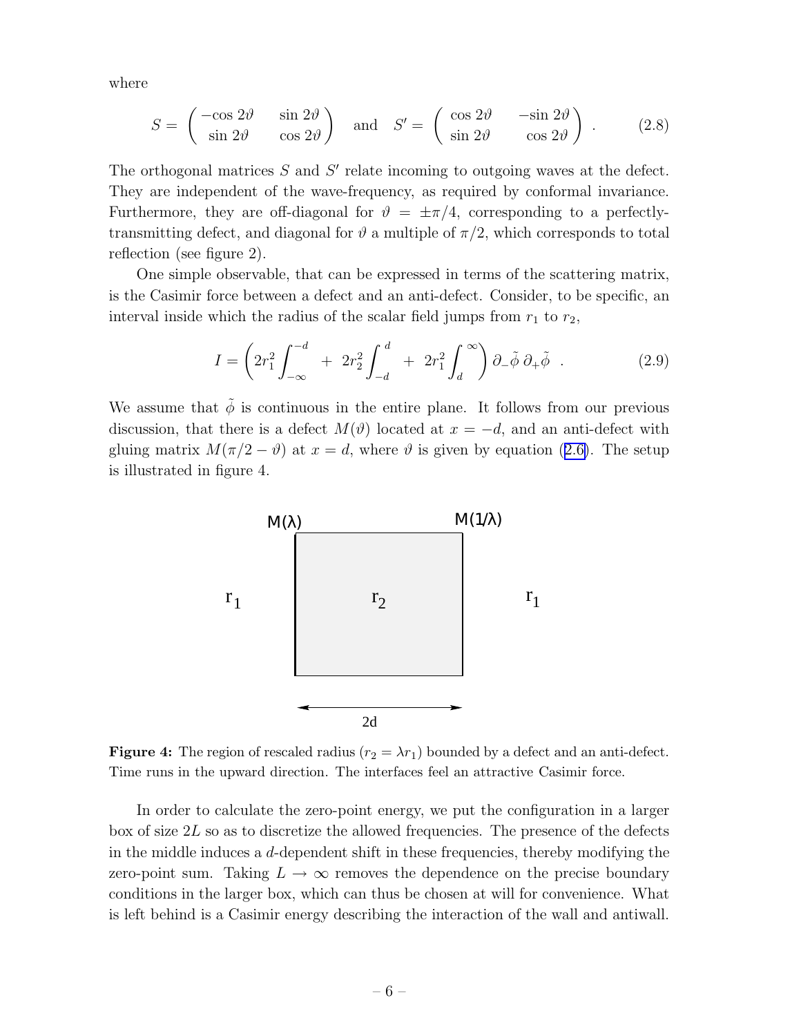where

$$S = \begin{pmatrix} -\cos 2\vartheta & \sin 2\vartheta \\ \sin 2\vartheta & \cos 2\vartheta \end{pmatrix} \quad \text{and} \quad S' = \begin{pmatrix} \cos 2\vartheta & -\sin 2\vartheta \\ \sin 2\vartheta & \cos 2\vartheta \end{pmatrix} . \tag{2.8}$$

The orthogonal matrices $S$ and $S'$ relate incoming to outgoing waves at the defect. They are independent of the wave-frequency, as required by conformal invariance. Furthermore, they are off-diagonal for $\vartheta = \pm\pi/4$, corresponding to a perfectly-transmitting defect, and diagonal for $\vartheta$ a multiple of $\pi/2$, which corresponds to total reflection (see figure 2).

One simple observable, that can be expressed in terms of the scattering matrix, is the Casimir force between a defect and an anti-defect. Consider, to be specific, an interval inside which the radius of the scalar field jumps from $r_1$ to $r_2$,

$$I = \left( 2r_1^2 \int_{-\infty}^{-d} \; + \; 2r_2^2 \int_{-d}^{d} \; + \; 2r_1^2 \int_{d}^{\infty} \right) \partial_- \tilde{\phi} \, \partial_+ \tilde{\phi} \;\; . \tag{2.9}$$

We assume that $\tilde{\phi}$ is continuous in the entire plane. It follows from our previous discussion, that there is a defect $M(\vartheta)$ located at $x = -d$, and an anti-defect with gluing matrix $M(\pi/2 - \vartheta)$ at $x = d$, where $\vartheta$ is given by equation (2.6). The setup is illustrated in figure 4.

**Figure 4:** The region of rescaled radius ($r_2 = \lambda r_1$) bounded by a defect and an anti-defect. Time runs in the upward direction. The interfaces feel an attractive Casimir force.

In order to calculate the zero-point energy, we put the configuration in a larger box of size $2L$ so as to discretize the allowed frequencies. The presence of the defects in the middle induces a $d$-dependent shift in these frequencies, thereby modifying the zero-point sum. Taking $L \to \infty$ removes the dependence on the precise boundary conditions in the larger box, which can thus be chosen at will for convenience. What is left behind is a Casimir energy describing the interaction of the wall and antiwall.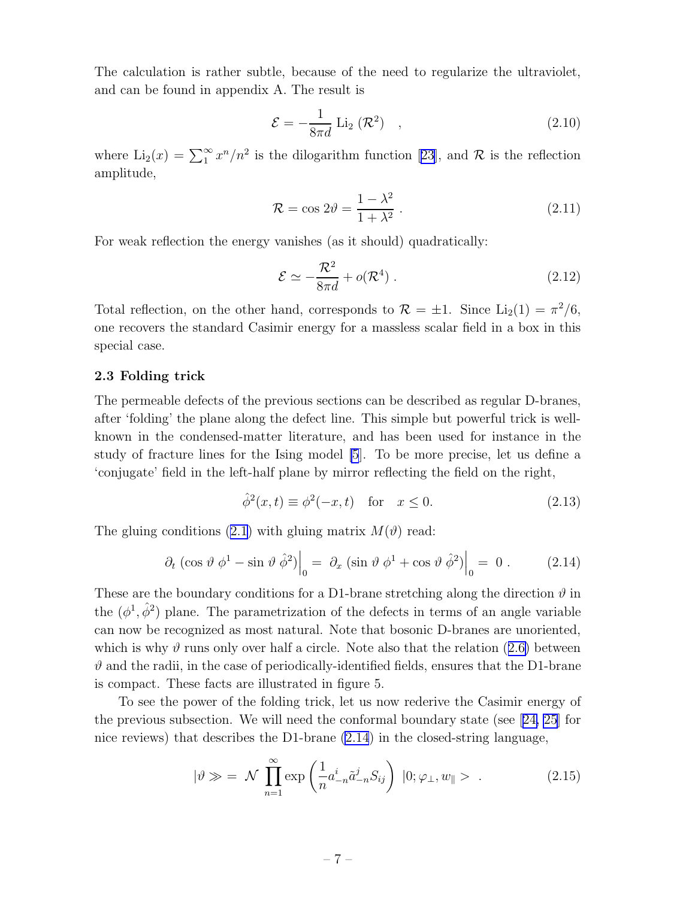The calculation is rather subtle, because of the need to regularize the ultraviolet, and can be found in appendix A. The result is

$$\mathcal{E} = -\frac{1}{8\pi d}\,\mathrm{Li}_2\left(\mathcal{R}^2\right) \quad , \tag{2.10}$$

where $\mathrm{Li}_2(x) = \sum_1^\infty x^n/n^2$ is the dilogarithm function [23], and $\mathcal{R}$ is the reflection amplitude,

$$\mathcal{R} = \cos 2\vartheta = \frac{1-\lambda^2}{1+\lambda^2}\ . \tag{2.11}$$

For weak reflection the energy vanishes (as it should) quadratically:

$$\mathcal{E} \simeq -\frac{\mathcal{R}^2}{8\pi d} + o(\mathcal{R}^4)\ . \tag{2.12}$$

Total reflection, on the other hand, corresponds to $\mathcal{R} = \pm 1$. Since $\mathrm{Li}_2(1) = \pi^2/6$, one recovers the standard Casimir energy for a massless scalar field in a box in this special case.

### 2.3 Folding trick

The permeable defects of the previous sections can be described as regular D-branes, after 'folding' the plane along the defect line. This simple but powerful trick is well-known in the condensed-matter literature, and has been used for instance in the study of fracture lines for the Ising model [5]. To be more precise, let us define a 'conjugate' field in the left-half plane by mirror reflecting the field on the right,

$$\hat{\phi}^2(x,t) \equiv \phi^2(-x,t) \quad \text{for} \quad x \leq 0. \tag{2.13}$$

The gluing conditions (2.1) with gluing matrix $M(\vartheta)$ read:

$$\partial_t\,\left(\cos\vartheta\ \phi^1 - \sin\vartheta\ \hat{\phi}^2\right)\Big|_0 = \ \partial_x\,\left(\sin\vartheta\ \phi^1 + \cos\vartheta\ \hat{\phi}^2\right)\Big|_0 = \ 0\ . \tag{2.14}$$

These are the boundary conditions for a D1-brane stretching along the direction $\vartheta$ in the $(\phi^1, \hat{\phi}^2)$ plane. The parametrization of the defects in terms of an angle variable can now be recognized as most natural. Note that bosonic D-branes are unoriented, which is why $\vartheta$ runs only over half a circle. Note also that the relation (2.6) between $\vartheta$ and the radii, in the case of periodically-identified fields, ensures that the D1-brane is compact. These facts are illustrated in figure 5.

To see the power of the folding trick, let us now rederive the Casimir energy of the previous subsection. We will need the conformal boundary state (see [24, 25] for nice reviews) that describes the D1-brane (2.14) in the closed-string language,

$$|\vartheta \gg = \ \mathcal{N}\ \prod_{n=1}^{\infty} \exp\left(\frac{1}{n} a^i_{-n}\tilde{a}^j_{-n} S_{ij}\right)\ |0; \varphi_\perp, w_\parallel > \ . \tag{2.15}$$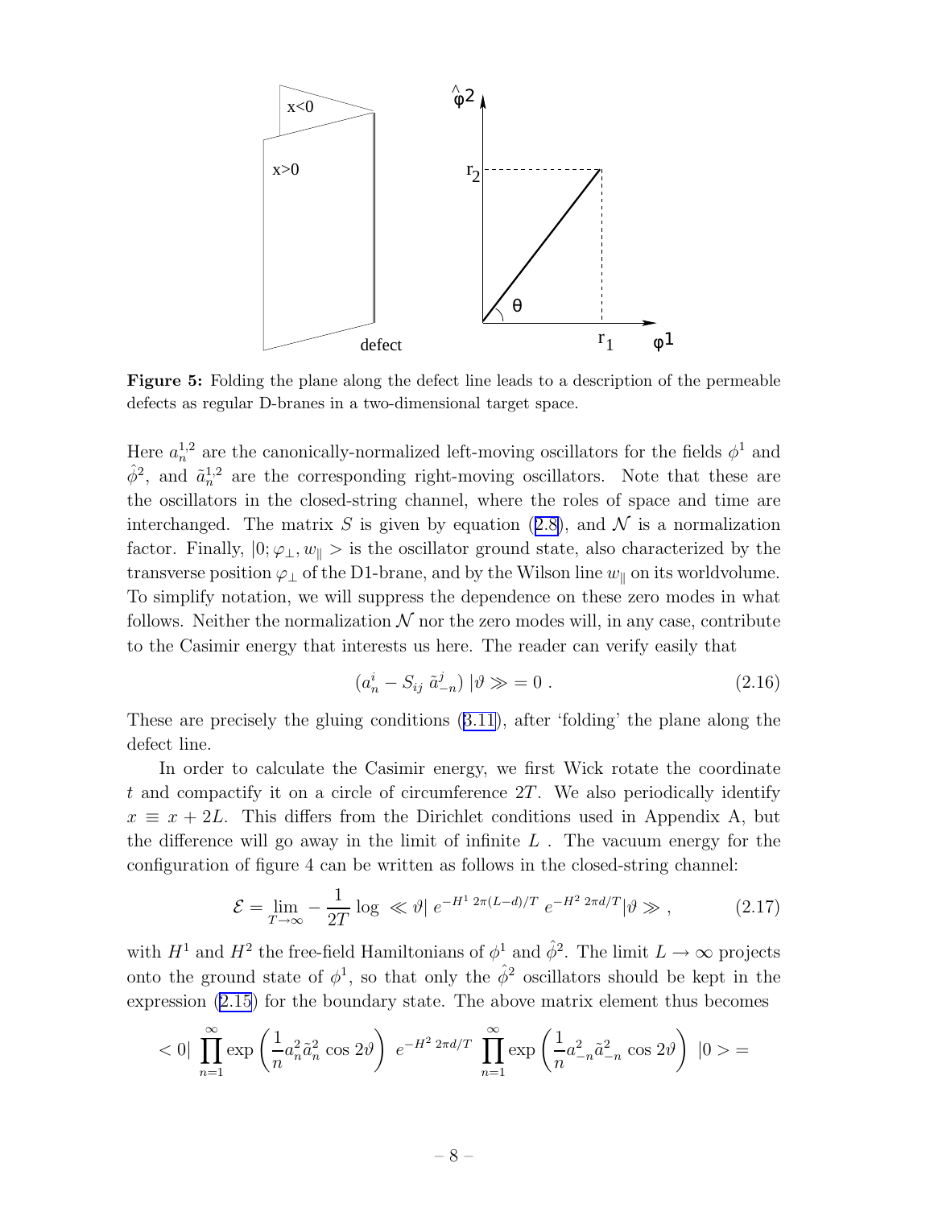**Figure 5:** Folding the plane along the defect line leads to a description of the permeable defects as regular D-branes in a two-dimensional target space.

Here $a_n^{1,2}$ are the canonically-normalized left-moving oscillators for the fields $\phi^1$ and $\hat{\phi}^2$, and $\tilde{a}_n^{1,2}$ are the corresponding right-moving oscillators. Note that these are the oscillators in the closed-string channel, where the roles of space and time are interchanged. The matrix $S$ is given by equation (2.8), and $\mathcal{N}$ is a normalization factor. Finally, $|0; \varphi_\perp, w_\parallel>$ is the oscillator ground state, also characterized by the transverse position $\varphi_\perp$ of the D1-brane, and by the Wilson line $w_\parallel$ on its worldvolume. To simplify notation, we will suppress the dependence on these zero modes in what follows. Neither the normalization $\mathcal{N}$ nor the zero modes will, in any case, contribute to the Casimir energy that interests us here. The reader can verify easily that

$$(a_n^i - S_{ij}\ \tilde{a}_{-n}^j)\ |\vartheta \gg = 0\ . \tag{2.16}$$

These are precisely the gluing conditions (3.11), after 'folding' the plane along the defect line.

In order to calculate the Casimir energy, we first Wick rotate the coordinate $t$ and compactify it on a circle of circumference $2T$. We also periodically identify $x \equiv x + 2L$. This differs from the Dirichlet conditions used in Appendix A, but the difference will go away in the limit of infinite $L$ . The vacuum energy for the configuration of figure 4 can be written as follows in the closed-string channel:

$$\mathcal{E} = \lim_{T\to\infty} -\frac{1}{2T} \log\ \ll \vartheta|\ e^{-H^1\ 2\pi(L-d)/T}\ e^{-H^2\ 2\pi d/T}|\vartheta \gg\ , \tag{2.17}$$

with $H^1$ and $H^2$ the free-field Hamiltonians of $\phi^1$ and $\hat{\phi}^2$. The limit $L \to \infty$ projects onto the ground state of $\phi^1$, so that only the $\hat{\phi}^2$ oscillators should be kept in the expression (2.15) for the boundary state. The above matrix element thus becomes

$$< 0|\ \prod_{n=1}^{\infty} \exp\left(\frac{1}{n} a_n^2 \tilde{a}_n^2\ \cos 2\vartheta\right)\ e^{-H^2\ 2\pi d/T}\ \prod_{n=1}^{\infty} \exp\left(\frac{1}{n} a_{-n}^2 \tilde{a}_{-n}^2\ \cos 2\vartheta\right)\ |0> =$$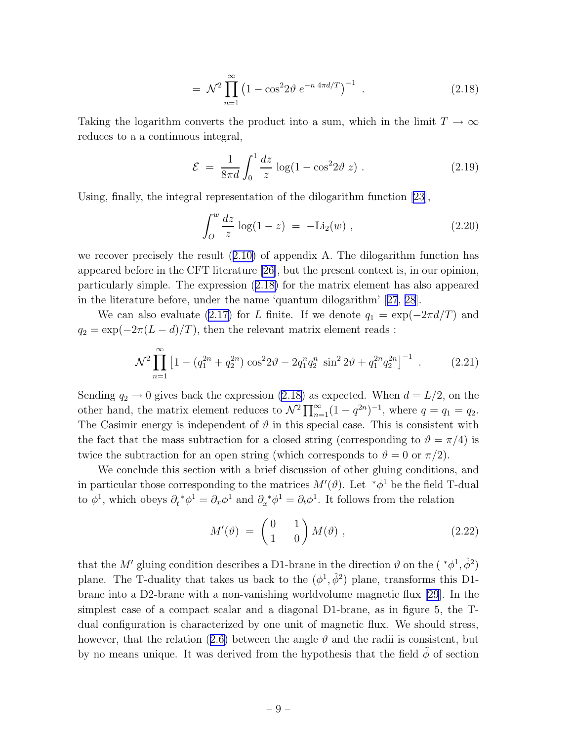$$= \mathcal{N}^2 \prod_{n=1}^{\infty} \left(1 - \cos^2 2\vartheta \; e^{-n\,4\pi d/T}\right)^{-1} \; . \tag{2.18}$$

Taking the logarithm converts the product into a sum, which in the limit $T \to \infty$ reduces to a a continuous integral,

$$\mathcal{E} \;=\; \frac{1}{8\pi d} \int_0^1 \frac{dz}{z} \log(1 - \cos^2 2\vartheta \; z) \; . \tag{2.19}$$

Using, finally, the integral representation of the dilogarithm function [23],

$$\int_O^w \frac{dz}{z} \log(1-z) \;=\; -\mathrm{Li}_2(w) \; , \tag{2.20}$$

we recover precisely the result (2.10) of appendix A. The dilogarithm function has appeared before in the CFT literature [26], but the present context is, in our opinion, particularly simple. The expression (2.18) for the matrix element has also appeared in the literature before, under the name 'quantum dilogarithm' [27, 28].

We can also evaluate (2.17) for $L$ finite. If we denote $q_1 = \exp(-2\pi d/T)$ and $q_2 = \exp(-2\pi(L-d)/T)$, then the relevant matrix element reads :

$$\mathcal{N}^2 \prod_{n=1}^{\infty} \left[1 - (q_1^{2n} + q_2^{2n}) \cos^2 2\vartheta - 2 q_1^n q_2^n \; \sin^2 2\vartheta + q_1^{2n} q_2^{2n}\right]^{-1} \; . \tag{2.21}$$

Sending $q_2 \to 0$ gives back the expression (2.18) as expected. When $d = L/2$, on the other hand, the matrix element reduces to $\mathcal{N}^2 \prod_{n=1}^{\infty}(1 - q^{2n})^{-1}$, where $q = q_1 = q_2$. The Casimir energy is independent of $\vartheta$ in this special case. This is consistent with the fact that the mass subtraction for a closed string (corresponding to $\vartheta = \pi/4$) is twice the subtraction for an open string (which corresponds to $\vartheta = 0$ or $\pi/2$).

We conclude this section with a brief discussion of other gluing conditions, and in particular those corresponding to the matrices $M'(\vartheta)$. Let ${}^*\phi^1$ be the field T-dual to $\phi^1$, which obeys $\partial_t {}^*\phi^1 = \partial_x \phi^1$ and $\partial_x {}^*\phi^1 = \partial_t \phi^1$. It follows from the relation

$$M'(\vartheta) \;=\; \begin{pmatrix} 0 & 1 \\ 1 & 0 \end{pmatrix} M(\vartheta) \; , \tag{2.22}$$

that the $M'$ gluing condition describes a D1-brane in the direction $\vartheta$ on the $({}^*\phi^1, \hat{\phi}^2)$ plane. The T-duality that takes us back to the $(\phi^1, \hat{\phi}^2)$ plane, transforms this D1-brane into a D2-brane with a non-vanishing worldvolume magnetic flux [29]. In the simplest case of a compact scalar and a diagonal D1-brane, as in figure 5, the T-dual configuration is characterized by one unit of magnetic flux. We should stress, however, that the relation (2.6) between the angle $\vartheta$ and the radii is consistent, but by no means unique. It was derived from the hypothesis that the field $\tilde{\phi}$ of section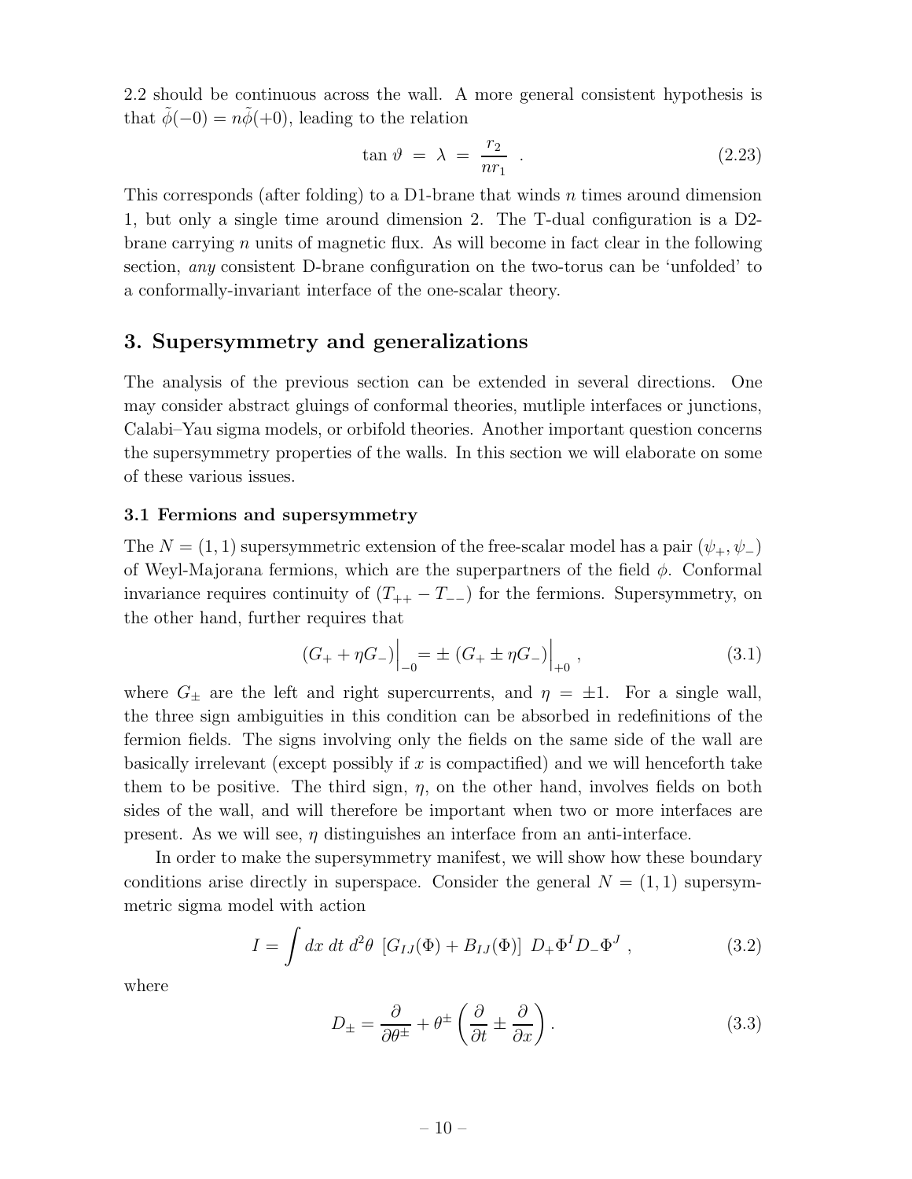2.2 should be continuous across the wall. A more general consistent hypothesis is that $\tilde{\phi}(-0) = n\tilde{\phi}(+0)$, leading to the relation

$$\tan\vartheta \ = \ \lambda \ = \ \frac{r_2}{nr_1} \ . \tag{2.23}$$

This corresponds (after folding) to a D1-brane that winds $n$ times around dimension 1, but only a single time around dimension 2. The T-dual configuration is a D2-brane carrying $n$ units of magnetic flux. As will become in fact clear in the following section, *any* consistent D-brane configuration on the two-torus can be 'unfolded' to a conformally-invariant interface of the one-scalar theory.

## 3. Supersymmetry and generalizations

The analysis of the previous section can be extended in several directions. One may consider abstract gluings of conformal theories, mutliple interfaces or junctions, Calabi–Yau sigma models, or orbifold theories. Another important question concerns the supersymmetry properties of the walls. In this section we will elaborate on some of these various issues.

### 3.1 Fermions and supersymmetry

The $N = (1, 1)$ supersymmetric extension of the free-scalar model has a pair $(\psi_+, \psi_-)$ of Weyl-Majorana fermions, which are the superpartners of the field $\phi$. Conformal invariance requires continuity of $(T_{++} - T_{--})$ for the fermions. Supersymmetry, on the other hand, further requires that

$$(G_+ + \eta G_-)\Big|_{-0} = \pm\,(G_+ \pm \eta G_-)\Big|_{+0}\ , \tag{3.1}$$

where $G_\pm$ are the left and right supercurrents, and $\eta = \pm 1$. For a single wall, the three sign ambiguities in this condition can be absorbed in redefinitions of the fermion fields. The signs involving only the fields on the same side of the wall are basically irrelevant (except possibly if $x$ is compactified) and we will henceforth take them to be positive. The third sign, $\eta$, on the other hand, involves fields on both sides of the wall, and will therefore be important when two or more interfaces are present. As we will see, $\eta$ distinguishes an interface from an anti-interface.

In order to make the supersymmetry manifest, we will show how these boundary conditions arise directly in superspace. Consider the general $N = (1, 1)$ supersymmetric sigma model with action

$$I = \int dx\ dt\ d^2\theta\ \left[G_{IJ}(\Phi) + B_{IJ}(\Phi)\right]\ D_+\Phi^I D_-\Phi^J\ , \tag{3.2}$$

where

$$D_\pm = \frac{\partial}{\partial\theta^\pm} + \theta^\pm\left(\frac{\partial}{\partial t} \pm \frac{\partial}{\partial x}\right). \tag{3.3}$$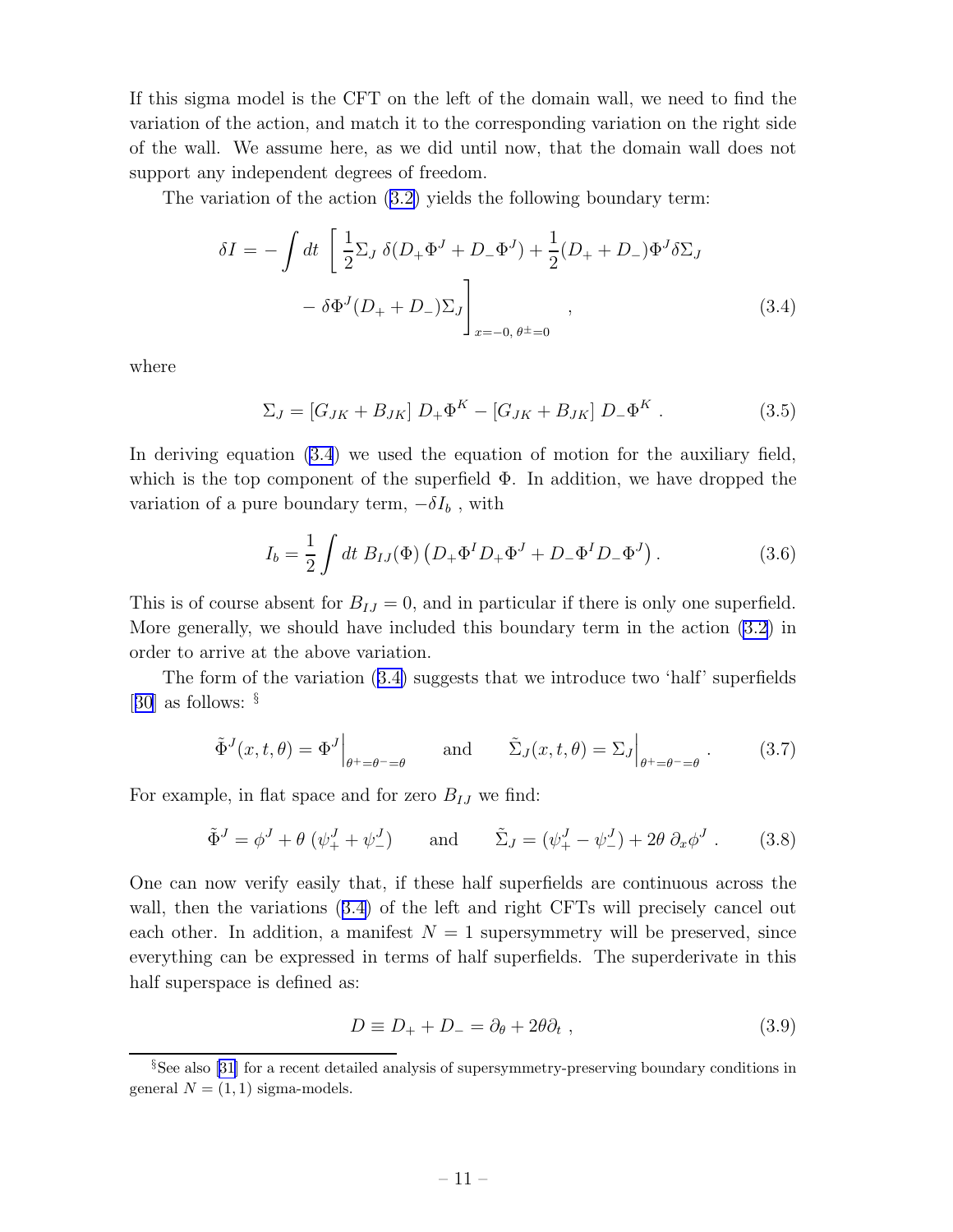If this sigma model is the CFT on the left of the domain wall, we need to find the variation of the action, and match it to the corresponding variation on the right side of the wall. We assume here, as we did until now, that the domain wall does not support any independent degrees of freedom.

The variation of the action (3.2) yields the following boundary term:

$$\delta I = -\int dt \, \Bigg[ \frac{1}{2}\Sigma_J \, \delta(D_+\Phi^J + D_-\Phi^J) + \frac{1}{2}(D_+ + D_-)\Phi^J \delta\Sigma_J \\ - \delta\Phi^J (D_+ + D_-)\Sigma_J \Bigg]_{x=-0,\, \theta^\pm = 0} , \tag{3.4}$$

where

$$\Sigma_J = [G_{JK} + B_{JK}]\, D_+\Phi^K - [G_{JK} + B_{JK}]\, D_-\Phi^K \, . \tag{3.5}$$

In deriving equation (3.4) we used the equation of motion for the auxiliary field, which is the top component of the superfield $\Phi$. In addition, we have dropped the variation of a pure boundary term, $-\delta I_b$ , with

$$I_b = \frac{1}{2}\int dt \; B_{IJ}(\Phi)\left(D_+\Phi^I D_+\Phi^J + D_-\Phi^I D_-\Phi^J\right). \tag{3.6}$$

This is of course absent for $B_{IJ} = 0$, and in particular if there is only one superfield. More generally, we should have included this boundary term in the action (3.2) in order to arrive at the above variation.

The form of the variation (3.4) suggests that we introduce two 'half' superfields [30] as follows: §

$$\tilde{\Phi}^J(x,t,\theta) = \Phi^J\Big|_{\theta^+=\theta^-=\theta} \qquad \text{and} \qquad \tilde{\Sigma}_J(x,t,\theta) = \Sigma_J\Big|_{\theta^+=\theta^-=\theta} . \tag{3.7}$$

For example, in flat space and for zero $B_{IJ}$ we find:

$$\tilde{\Phi}^J = \phi^J + \theta\,(\psi_+^J + \psi_-^J) \qquad \text{and} \qquad \tilde{\Sigma}_J = (\psi_+^J - \psi_-^J) + 2\theta\,\partial_x\phi^J \, . \tag{3.8}$$

One can now verify easily that, if these half superfields are continuous across the wall, then the variations (3.4) of the left and right CFTs will precisely cancel out each other. In addition, a manifest $N = 1$ supersymmetry will be preserved, since everything can be expressed in terms of half superfields. The superderivate in this half superspace is defined as:

$$D \equiv D_+ + D_- = \partial_\theta + 2\theta\partial_t \, , \tag{3.9}$$

§ See also [31] for a recent detailed analysis of supersymmetry-preserving boundary conditions in general $N = (1,1)$ sigma-models.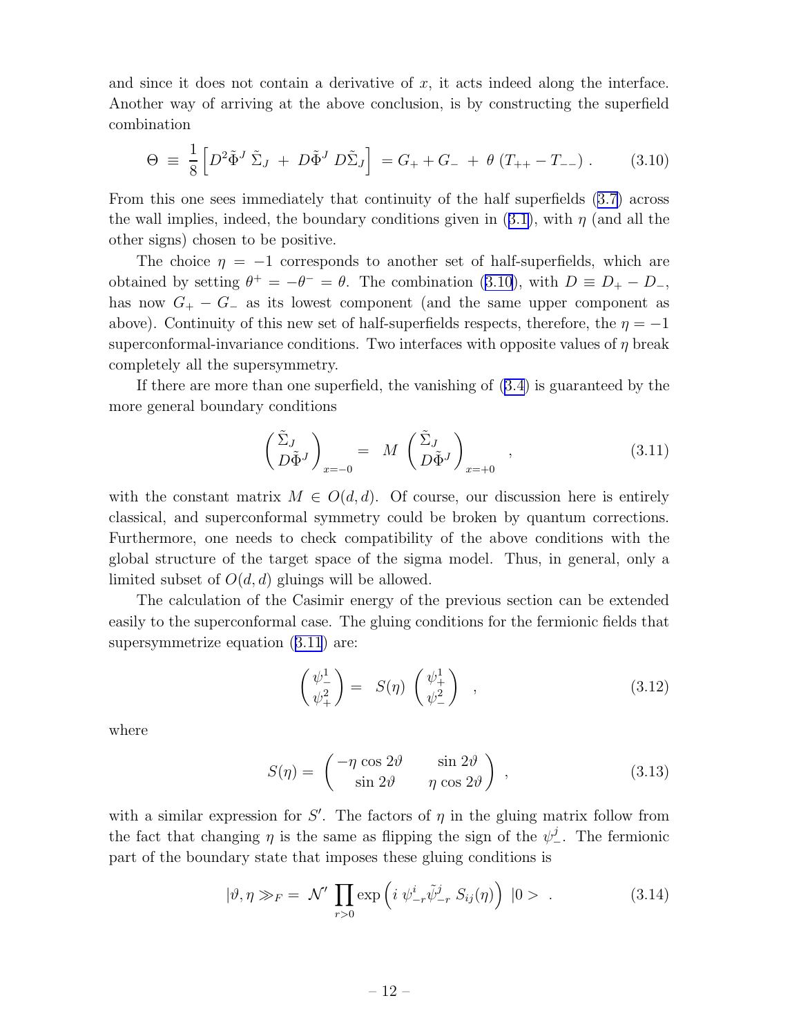and since it does not contain a derivative of $x$, it acts indeed along the interface. Another way of arriving at the above conclusion, is by constructing the superfield combination

$$\Theta \equiv \frac{1}{8}\left[D^2\tilde{\Phi}^J\, \tilde{\Sigma}_J \;+\; D\tilde{\Phi}^J\, D\tilde{\Sigma}_J\right] \;= G_+ + G_- \;+\; \theta\,(T_{++} - T_{--})\,. \tag{3.10}$$

From this one sees immediately that continuity of the half superfields (3.7) across the wall implies, indeed, the boundary conditions given in (3.1), with $\eta$ (and all the other signs) chosen to be positive.

The choice $\eta = -1$ corresponds to another set of half-superfields, which are obtained by setting $\theta^+ = -\theta^- = \theta$. The combination (3.10), with $D \equiv D_+ - D_-$, has now $G_+ - G_-$ as its lowest component (and the same upper component as above). Continuity of this new set of half-superfields respects, therefore, the $\eta = -1$ superconformal-invariance conditions. Two interfaces with opposite values of $\eta$ break completely all the supersymmetry.

If there are more than one superfield, the vanishing of (3.4) is guaranteed by the more general boundary conditions

$$\begin{pmatrix} \tilde{\Sigma}_J \\ D\tilde{\Phi}^J \end{pmatrix}_{x=-0} = \;M\; \begin{pmatrix} \tilde{\Sigma}_J \\ D\tilde{\Phi}^J \end{pmatrix}_{x=+0} \quad , \tag{3.11}$$

with the constant matrix $M \in O(d,d)$. Of course, our discussion here is entirely classical, and superconformal symmetry could be broken by quantum corrections. Furthermore, one needs to check compatibility of the above conditions with the global structure of the target space of the sigma model. Thus, in general, only a limited subset of $O(d,d)$ gluings will be allowed.

The calculation of the Casimir energy of the previous section can be extended easily to the superconformal case. The gluing conditions for the fermionic fields that supersymmetrize equation (3.11) are:

$$\begin{pmatrix} \psi_-^1 \\ \psi_+^2 \end{pmatrix} = \;S(\eta)\; \begin{pmatrix} \psi_+^1 \\ \psi_-^2 \end{pmatrix} \quad , \tag{3.12}$$

where

$$S(\eta) = \begin{pmatrix} -\eta\cos 2\vartheta & \sin 2\vartheta \\ \sin 2\vartheta & \eta\cos 2\vartheta \end{pmatrix} \;, \tag{3.13}$$

with a similar expression for $S'$. The factors of $\eta$ in the gluing matrix follow from the fact that changing $\eta$ is the same as flipping the sign of the $\psi_-^j$. The fermionic part of the boundary state that imposes these gluing conditions is

$$|\vartheta,\eta \gg_F = \;\mathcal{N}'\,\prod_{r>0} \exp\Big(i\;\psi^i_{-r}\tilde{\psi}^j_{-r}\;S_{ij}(\eta)\Big)\;|0> \;\;. \tag{3.14}$$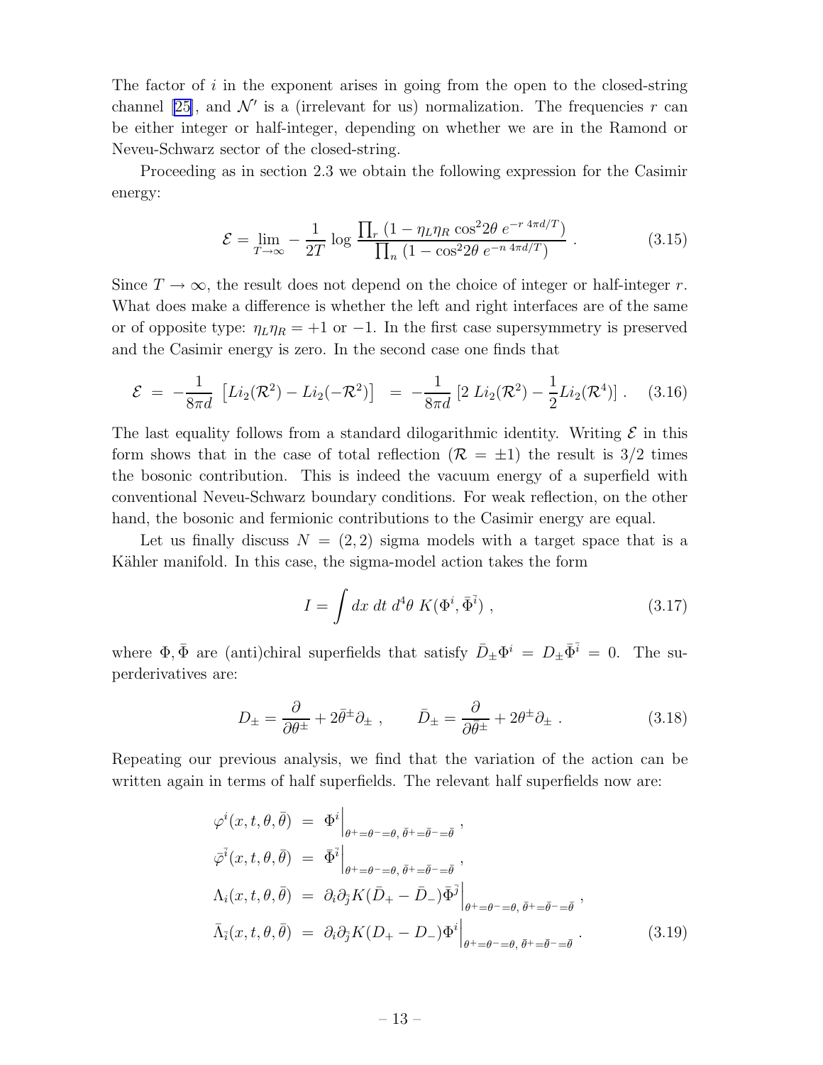The factor of $i$ in the exponent arises in going from the open to the closed-string channel [25], and $\mathcal{N}'$ is a (irrelevant for us) normalization. The frequencies $r$ can be either integer or half-integer, depending on whether we are in the Ramond or Neveu-Schwarz sector of the closed-string.

Proceeding as in section 2.3 we obtain the following expression for the Casimir energy:

$$
\mathcal{E} = \lim_{T\to\infty} -\frac{1}{2T} \log \frac{\prod_r (1 - \eta_L \eta_R \cos^2 2\theta \; e^{-r\, 4\pi d/T})}{\prod_n (1 - \cos^2 2\theta \; e^{-n\, 4\pi d/T})} \; . \tag{3.15}
$$

Since $T \to \infty$, the result does not depend on the choice of integer or half-integer $r$. What does make a difference is whether the left and right interfaces are of the same or of opposite type: $\eta_L \eta_R = +1$ or $-1$. In the first case supersymmetry is preserved and the Casimir energy is zero. In the second case one finds that

$$
\mathcal{E} \;=\; -\frac{1}{8\pi d} \; \left[ Li_2(\mathcal{R}^2) - Li_2(-\mathcal{R}^2) \right] \;=\; -\frac{1}{8\pi d} \left[ 2 \; Li_2(\mathcal{R}^2) - \frac{1}{2} Li_2(\mathcal{R}^4) \right] . \tag{3.16}
$$

The last equality follows from a standard dilogarithmic identity. Writing $\mathcal{E}$ in this form shows that in the case of total reflection ($\mathcal{R} = \pm 1$) the result is $3/2$ times the bosonic contribution. This is indeed the vacuum energy of a superfield with conventional Neveu-Schwarz boundary conditions. For weak reflection, on the other hand, the bosonic and fermionic contributions to the Casimir energy are equal.

Let us finally discuss $N = (2,2)$ sigma models with a target space that is a Kähler manifold. In this case, the sigma-model action takes the form

$$
I = \int dx \; dt \; d^4\theta \; K(\Phi^i, \bar{\Phi}^{\bar{i}}) \; , \tag{3.17}
$$

where $\Phi, \bar{\Phi}$ are (anti)chiral superfields that satisfy $\bar{D}_\pm \Phi^i = D_\pm \bar{\Phi}^{\bar{i}} = 0$. The superderivatives are:

$$
D_\pm = \frac{\partial}{\partial \theta^\pm} + 2\bar{\theta}^\pm \partial_\pm \; , \qquad \bar{D}_\pm = \frac{\partial}{\partial \theta^\pm} + 2\theta^\pm \partial_\pm \; . \tag{3.18}
$$

Repeating our previous analysis, we find that the variation of the action can be written again in terms of half superfields. The relevant half superfields now are:

$$
\begin{aligned}
\varphi^i(x,t,\theta,\bar{\theta}) \;&=\; \Phi^i \Big|_{\theta^+ = \theta^- = \theta, \; \bar{\theta}^+ = \bar{\theta}^- = \bar{\theta}} \; , \\
\bar{\varphi}^{\bar{i}}(x,t,\theta,\bar{\theta}) \;&=\; \bar{\Phi}^{\bar{i}} \Big|_{\theta^+ = \theta^- = \theta, \; \bar{\theta}^+ = \bar{\theta}^- = \bar{\theta}} \; , \\
\Lambda_i(x,t,\theta,\bar{\theta}) \;&=\; \partial_i \partial_{\bar{j}} K (\bar{D}_+ - \bar{D}_-) \bar{\Phi}^{\bar{j}} \Big|_{\theta^+ = \theta^- = \theta, \; \bar{\theta}^+ = \bar{\theta}^- = \bar{\theta}} \; , \\
\bar{\Lambda}_{\bar{i}}(x,t,\theta,\bar{\theta}) \;&=\; \partial_i \partial_{\bar{j}} K (D_+ - D_-) \Phi^i \Big|_{\theta^+ = \theta^- = \theta, \; \bar{\theta}^+ = \bar{\theta}^- = \bar{\theta}} \; .
\end{aligned} \tag{3.19}
$$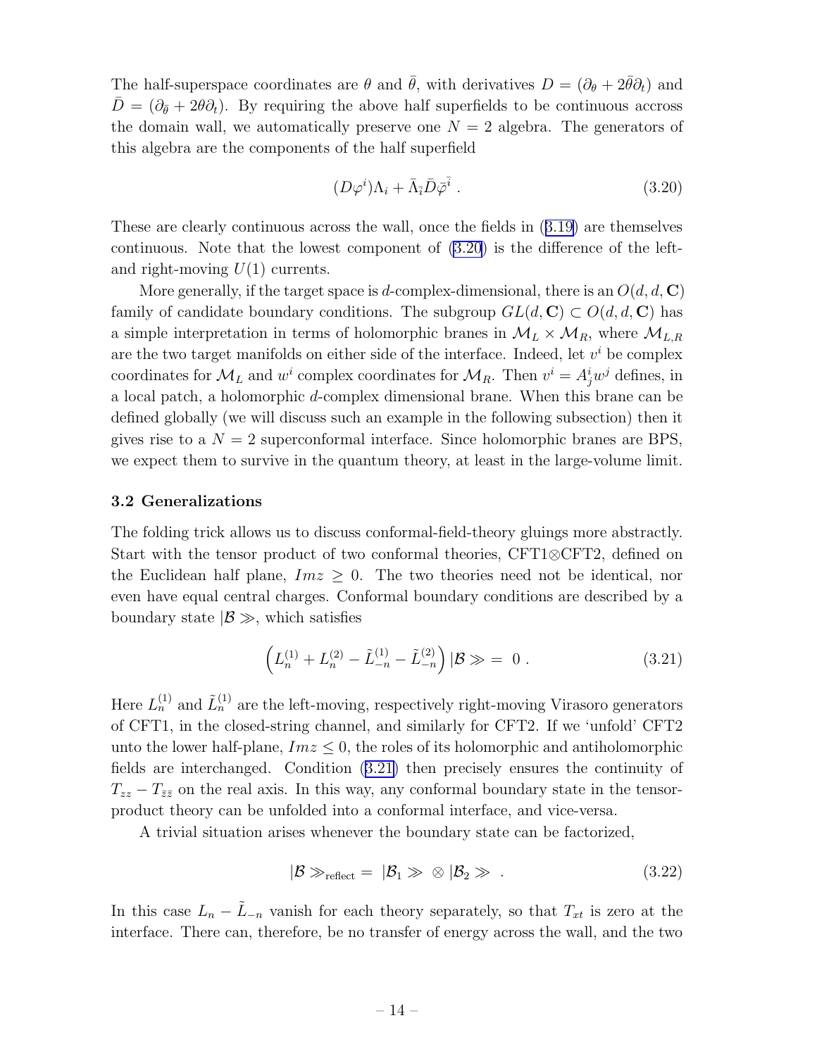The half-superspace coordinates are $\theta$ and $\bar{\theta}$, with derivatives $D = (\partial_\theta + 2\bar{\theta}\partial_t)$ and $\bar{D} = (\partial_{\bar{\theta}} + 2\theta\partial_t)$. By requiring the above half superfields to be continuous accross the domain wall, we automatically preserve one $N = 2$ algebra. The generators of this algebra are the components of the half superfield

$$(D\varphi^i)\Lambda_i + \bar{\Lambda}_{\bar{i}}\bar{D}\bar{\varphi}^{\bar{i}} \ . \tag{3.20}$$

These are clearly continuous across the wall, once the fields in (3.19) are themselves continuous. Note that the lowest component of (3.20) is the difference of the left- and right-moving $U(1)$ currents.

More generally, if the target space is $d$-complex-dimensional, there is an $O(d,d,\mathbf{C})$ family of candidate boundary conditions. The subgroup $GL(d,\mathbf{C}) \subset O(d,d,\mathbf{C})$ has a simple interpretation in terms of holomorphic branes in $\mathcal{M}_L \times \mathcal{M}_R$, where $\mathcal{M}_{L,R}$ are the two target manifolds on either side of the interface. Indeed, let $v^i$ be complex coordinates for $\mathcal{M}_L$ and $w^i$ complex coordinates for $\mathcal{M}_R$. Then $v^i = A^i_j w^j$ defines, in a local patch, a holomorphic $d$-complex dimensional brane. When this brane can be defined globally (we will discuss such an example in the following subsection) then it gives rise to a $N = 2$ superconformal interface. Since holomorphic branes are BPS, we expect them to survive in the quantum theory, at least in the large-volume limit.

### 3.2 Generalizations

The folding trick allows us to discuss conformal-field-theory gluings more abstractly. Start with the tensor product of two conformal theories, CFT1$\otimes$CFT2, defined on the Euclidean half plane, $Im z \geq 0$. The two theories need not be identical, nor even have equal central charges. Conformal boundary conditions are described by a boundary state $|\mathcal{B}\gg$, which satisfies

$$\left(L_n^{(1)} + L_n^{(2)} - \tilde{L}_{-n}^{(1)} - \tilde{L}_{-n}^{(2)}\right)|\mathcal{B}\gg \,=\, 0 \ . \tag{3.21}$$

Here $L_n^{(1)}$ and $\tilde{L}_n^{(1)}$ are the left-moving, respectively right-moving Virasoro generators of CFT1, in the closed-string channel, and similarly for CFT2. If we 'unfold' CFT2 unto the lower half-plane, $Im z \leq 0$, the roles of its holomorphic and antiholomorphic fields are interchanged. Condition (3.21) then precisely ensures the continuity of $T_{zz} - T_{\bar{z}\bar{z}}$ on the real axis. In this way, any conformal boundary state in the tensor-product theory can be unfolded into a conformal interface, and vice-versa.

A trivial situation arises whenever the boundary state can be factorized,

$$|\mathcal{B}\gg_{\text{reflect}} \,=\, |\mathcal{B}_1\gg \,\otimes\, |\mathcal{B}_2\gg \ . \tag{3.22}$$

In this case $L_n - \tilde{L}_{-n}$ vanish for each theory separately, so that $T_{xt}$ is zero at the interface. There can, therefore, be no transfer of energy across the wall, and the two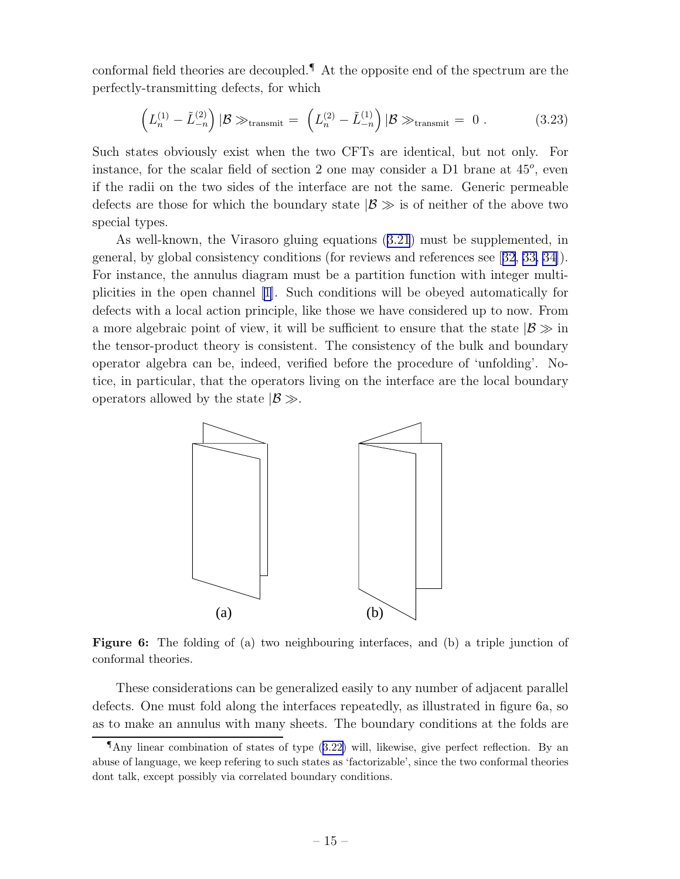conformal field theories are decoupled.[¶] At the opposite end of the spectrum are the perfectly-transmitting defects, for which

$$\left(L_n^{(1)} - \tilde{L}_{-n}^{(2)}\right) |\mathcal{B} \gg_{\rm transmit} = \left(L_n^{(2)} - \tilde{L}_{-n}^{(1)}\right) |\mathcal{B} \gg_{\rm transmit} = 0 \ . \tag{3.23}$$

Such states obviously exist when the two CFTs are identical, but not only. For instance, for the scalar field of section 2 one may consider a D1 brane at $45^o$, even if the radii on the two sides of the interface are not the same. Generic permeable defects are those for which the boundary state $|\mathcal{B} \gg$ is of neither of the above two special types.

As well-known, the Virasoro gluing equations (3.21) must be supplemented, in general, by global consistency conditions (for reviews and references see [32, 33, 34]). For instance, the annulus diagram must be a partition function with integer multiplicities in the open channel [1]. Such conditions will be obeyed automatically for defects with a local action principle, like those we have considered up to now. From a more algebraic point of view, it will be sufficient to ensure that the state $|\mathcal{B} \gg$ in the tensor-product theory is consistent. The consistency of the bulk and boundary operator algebra can be, indeed, verified before the procedure of 'unfolding'. Notice, in particular, that the operators living on the interface are the local boundary operators allowed by the state $|\mathcal{B} \gg$.

(a) (b)

**Figure 6:** The folding of (a) two neighbouring interfaces, and (b) a triple junction of conformal theories.

These considerations can be generalized easily to any number of adjacent parallel defects. One must fold along the interfaces repeatedly, as illustrated in figure 6a, so as to make an annulus with many sheets. The boundary conditions at the folds are

[¶]Any linear combination of states of type (3.22) will, likewise, give perfect reflection. By an abuse of language, we keep refering to such states as 'factorizable', since the two conformal theories dont talk, except possibly via correlated boundary conditions.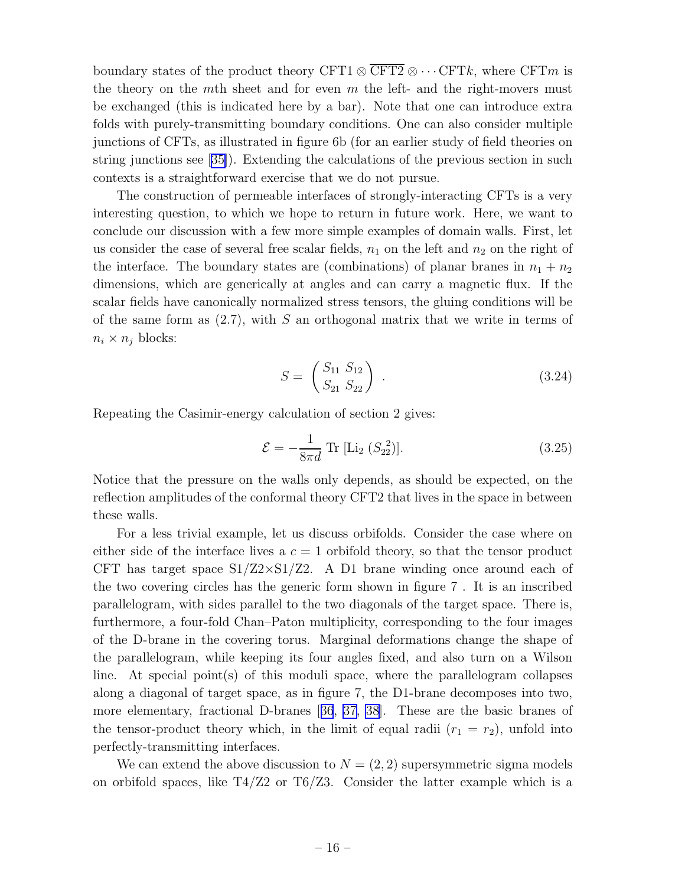boundary states of the product theory CFT1 $\otimes$ $\overline{\text{CFT2}}$ $\otimes \cdots$ CFT$k$, where CFT$m$ is the theory on the $m$th sheet and for even $m$ the left- and the right-movers must be exchanged (this is indicated here by a bar). Note that one can introduce extra folds with purely-transmitting boundary conditions. One can also consider multiple junctions of CFTs, as illustrated in figure 6b (for an earlier study of field theories on string junctions see [35]). Extending the calculations of the previous section in such contexts is a straightforward exercise that we do not pursue.

The construction of permeable interfaces of strongly-interacting CFTs is a very interesting question, to which we hope to return in future work. Here, we want to conclude our discussion with a few more simple examples of domain walls. First, let us consider the case of several free scalar fields, $n_1$ on the left and $n_2$ on the right of the interface. The boundary states are (combinations) of planar branes in $n_1 + n_2$ dimensions, which are generically at angles and can carry a magnetic flux. If the scalar fields have canonically normalized stress tensors, the gluing conditions will be of the same form as (2.7), with $S$ an orthogonal matrix that we write in terms of $n_i \times n_j$ blocks:

$$S = \begin{pmatrix} S_{11} & S_{12} \\ S_{21} & S_{22} \end{pmatrix} . \tag{3.24}$$

Repeating the Casimir-energy calculation of section 2 gives:

$$\mathcal{E} = -\frac{1}{8\pi d} \, \text{Tr} \, [\text{Li}_2 \, (S_{22}^{\,2})]. \tag{3.25}$$

Notice that the pressure on the walls only depends, as should be expected, on the reflection amplitudes of the conformal theory CFT2 that lives in the space in between these walls.

For a less trivial example, let us discuss orbifolds. Consider the case where on either side of the interface lives a $c = 1$ orbifold theory, so that the tensor product CFT has target space S1/Z2×S1/Z2. A D1 brane winding once around each of the two covering circles has the generic form shown in figure 7 . It is an inscribed parallelogram, with sides parallel to the two diagonals of the target space. There is, furthermore, a four-fold Chan–Paton multiplicity, corresponding to the four images of the D-brane in the covering torus. Marginal deformations change the shape of the parallelogram, while keeping its four angles fixed, and also turn on a Wilson line. At special point(s) of this moduli space, where the parallelogram collapses along a diagonal of target space, as in figure 7, the D1-brane decomposes into two, more elementary, fractional D-branes [36, 37, 38]. These are the basic branes of the tensor-product theory which, in the limit of equal radii ($r_1 = r_2$), unfold into perfectly-transmitting interfaces.

We can extend the above discussion to $N = (2, 2)$ supersymmetric sigma models on orbifold spaces, like T4/Z2 or T6/Z3. Consider the latter example which is a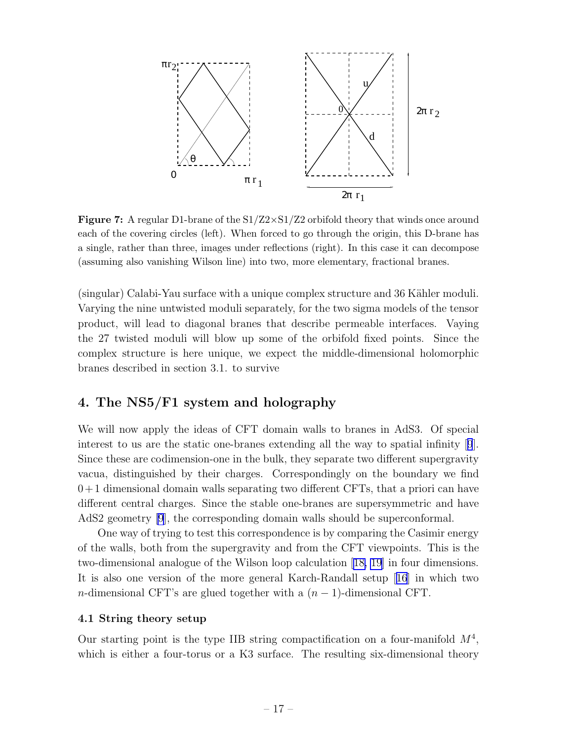**Figure 7:** A regular D1-brane of the S1/Z2×S1/Z2 orbifold theory that winds once around each of the covering circles (left). When forced to go through the origin, this D-brane has a single, rather than three, images under reflections (right). In this case it can decompose (assuming also vanishing Wilson line) into two, more elementary, fractional branes.

(singular) Calabi-Yau surface with a unique complex structure and 36 Kähler moduli. Varying the nine untwisted moduli separately, for the two sigma models of the tensor product, will lead to diagonal branes that describe permeable interfaces. Vaying the 27 twisted moduli will blow up some of the orbifold fixed points. Since the complex structure is here unique, we expect the middle-dimensional holomorphic branes described in section 3.1. to survive

## 4. The NS5/F1 system and holography

We will now apply the ideas of CFT domain walls to branes in AdS3. Of special interest to us are the static one-branes extending all the way to spatial infinity [9]. Since these are codimension-one in the bulk, they separate two different supergravity vacua, distinguished by their charges. Correspondingly on the boundary we find $0+1$ dimensional domain walls separating two different CFTs, that a priori can have different central charges. Since the stable one-branes are supersymmetric and have AdS2 geometry [9], the corresponding domain walls should be superconformal.

One way of trying to test this correspondence is by comparing the Casimir energy of the walls, both from the supergravity and from the CFT viewpoints. This is the two-dimensional analogue of the Wilson loop calculation [18, 19] in four dimensions. It is also one version of the more general Karch-Randall setup [16] in which two $n$-dimensional CFT's are glued together with a $(n-1)$-dimensional CFT.

### 4.1 String theory setup

Our starting point is the type IIB string compactification on a four-manifold $M^4$, which is either a four-torus or a K3 surface. The resulting six-dimensional theory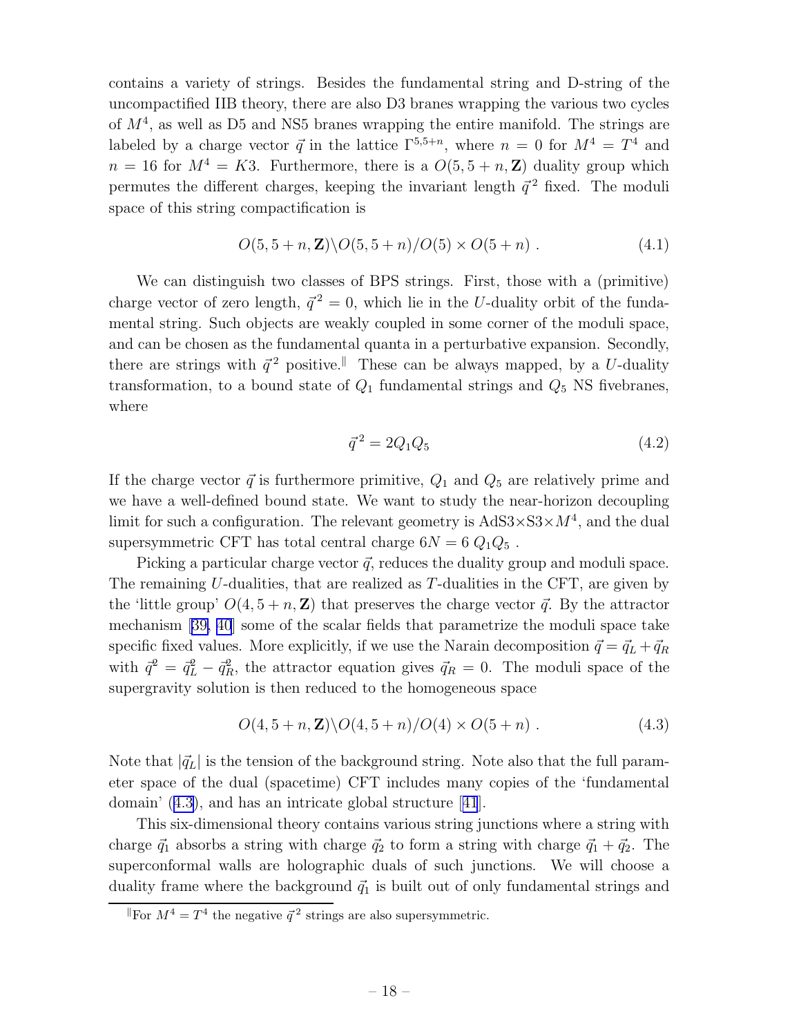contains a variety of strings. Besides the fundamental string and D-string of the uncompactified IIB theory, there are also D3 branes wrapping the various two cycles of $M^4$, as well as D5 and NS5 branes wrapping the entire manifold. The strings are labeled by a charge vector $\vec{q}$ in the lattice $\Gamma^{5,5+n}$, where $n = 0$ for $M^4 = T^4$ and $n = 16$ for $M^4 = K3$. Furthermore, there is a $O(5, 5+n, \mathbf{Z})$ duality group which permutes the different charges, keeping the invariant length $\vec{q}^{\,2}$ fixed. The moduli space of this string compactification is

$$O(5, 5+n, \mathbf{Z})\backslash O(5, 5+n)/O(5) \times O(5+n) \ . \tag{4.1}$$

We can distinguish two classes of BPS strings. First, those with a (primitive) charge vector of zero length, $\vec{q}^{\,2} = 0$, which lie in the $U$-duality orbit of the fundamental string. Such objects are weakly coupled in some corner of the moduli space, and can be chosen as the fundamental quanta in a perturbative expansion. Secondly, there are strings with $\vec{q}^{\,2}$ positive.[‖] These can be always mapped, by a $U$-duality transformation, to a bound state of $Q_1$ fundamental strings and $Q_5$ NS fivebranes, where

$$\vec{q}^{\,2} = 2Q_1Q_5 \tag{4.2}$$

If the charge vector $\vec{q}$ is furthermore primitive, $Q_1$ and $Q_5$ are relatively prime and we have a well-defined bound state. We want to study the near-horizon decoupling limit for such a configuration. The relevant geometry is AdS3×S3×$M^4$, and the dual supersymmetric CFT has total central charge $6N = 6\ Q_1Q_5$ .

Picking a particular charge vector $\vec{q}$, reduces the duality group and moduli space. The remaining $U$-dualities, that are realized as $T$-dualities in the CFT, are given by the 'little group' $O(4, 5+n, \mathbf{Z})$ that preserves the charge vector $\vec{q}$. By the attractor mechanism [39, 40] some of the scalar fields that parametrize the moduli space take specific fixed values. More explicitly, if we use the Narain decomposition $\vec{q} = \vec{q}_L + \vec{q}_R$ with $\vec{q}^{\,2} = \vec{q}_L^{\,2} - \vec{q}_R^{\,2}$, the attractor equation gives $\vec{q}_R = 0$. The moduli space of the supergravity solution is then reduced to the homogeneous space

$$O(4, 5+n, \mathbf{Z})\backslash O(4, 5+n)/O(4) \times O(5+n) \ . \tag{4.3}$$

Note that $|\vec{q}_L|$ is the tension of the background string. Note also that the full parameter space of the dual (spacetime) CFT includes many copies of the 'fundamental domain' (4.3), and has an intricate global structure [41].

This six-dimensional theory contains various string junctions where a string with charge $\vec{q}_1$ absorbs a string with charge $\vec{q}_2$ to form a string with charge $\vec{q}_1 + \vec{q}_2$. The superconformal walls are holographic duals of such junctions. We will choose a duality frame where the background $\vec{q}_1$ is built out of only fundamental strings and

---

[‖] For $M^4 = T^4$ the negative $\vec{q}^{\,2}$ strings are also supersymmetric.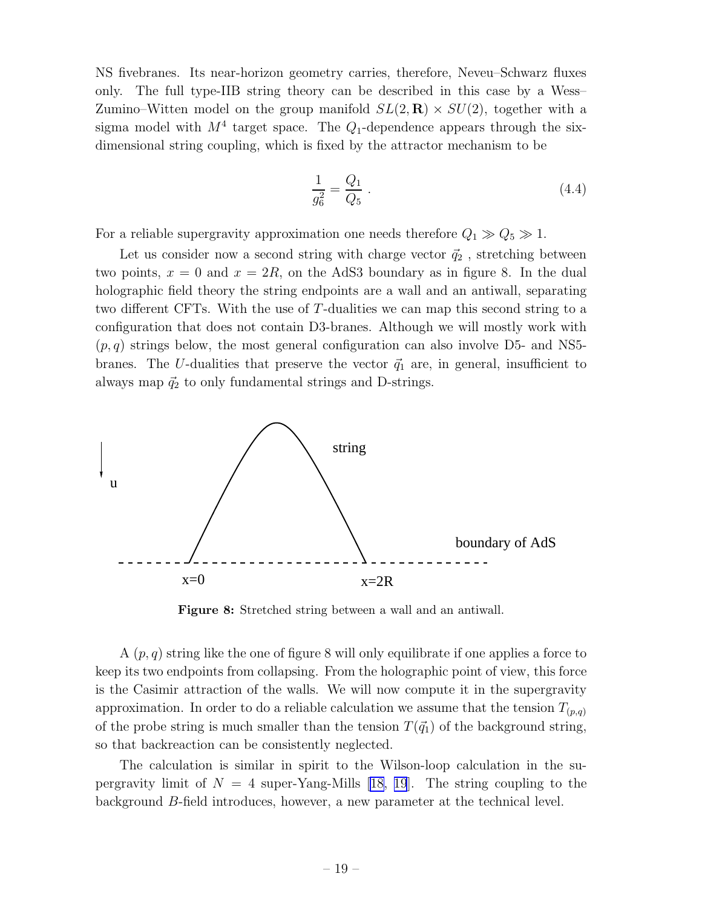NS fivebranes. Its near-horizon geometry carries, therefore, Neveu–Schwarz fluxes only. The full type-IIB string theory can be described in this case by a Wess–Zumino–Witten model on the group manifold $SL(2,\mathbf{R}) \times SU(2)$, together with a sigma model with $M^4$ target space. The $Q_1$-dependence appears through the six-dimensional string coupling, which is fixed by the attractor mechanism to be

$$\frac{1}{g_6^2} = \frac{Q_1}{Q_5} \ . \tag{4.4}$$

For a reliable supergravity approximation one needs therefore $Q_1 \gg Q_5 \gg 1$.

Let us consider now a second string with charge vector $\vec{q}_2$ , stretching between two points, $x = 0$ and $x = 2R$, on the AdS3 boundary as in figure 8. In the dual holographic field theory the string endpoints are a wall and an antiwall, separating two different CFTs. With the use of $T$-dualities we can map this second string to a configuration that does not contain D3-branes. Although we will mostly work with $(p, q)$ strings below, the most general configuration can also involve D5- and NS5-branes. The $U$-dualities that preserve the vector $\vec{q}_1$ are, in general, insufficient to always map $\vec{q}_2$ to only fundamental strings and D-strings.

**Figure 8:** Stretched string between a wall and an antiwall.

A $(p, q)$ string like the one of figure 8 will only equilibrate if one applies a force to keep its two endpoints from collapsing. From the holographic point of view, this force is the Casimir attraction of the walls. We will now compute it in the supergravity approximation. In order to do a reliable calculation we assume that the tension $T_{(p,q)}$ of the probe string is much smaller than the tension $T(\vec{q}_1)$ of the background string, so that backreaction can be consistently neglected.

The calculation is similar in spirit to the Wilson-loop calculation in the supergravity limit of $N = 4$ super-Yang-Mills [18, 19]. The string coupling to the background $B$-field introduces, however, a new parameter at the technical level.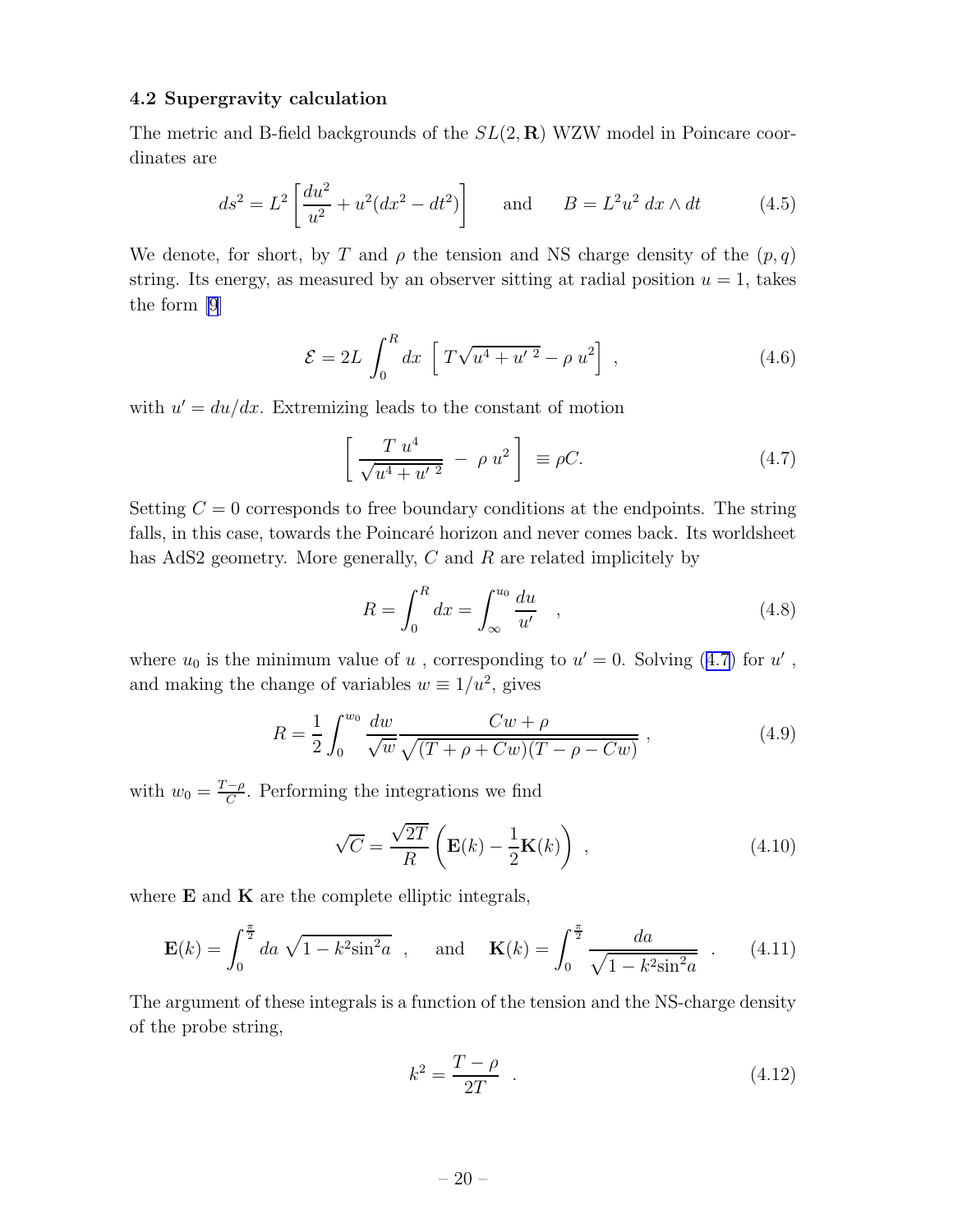### 4.2 Supergravity calculation

The metric and B-field backgrounds of the $SL(2, \mathbf{R})$ WZW model in Poincare coordinates are

$$ds^2 = L^2 \left[ \frac{du^2}{u^2} + u^2(dx^2 - dt^2) \right] \qquad \text{and} \qquad B = L^2 u^2 \, dx \wedge dt \tag{4.5}$$

We denote, for short, by $T$ and $\rho$ the tension and NS charge density of the $(p, q)$ string. Its energy, as measured by an observer sitting at radial position $u = 1$, takes the form [9]

$$\mathcal{E} = 2L \int_0^R dx \; \left[ \, T\sqrt{u^4 + u'^{\,2}} - \rho \, u^2 \right] \; , \tag{4.6}$$

with $u' = du/dx$. Extremizing leads to the constant of motion

$$\left[ \, \frac{T \; u^4}{\sqrt{u^4 + u'^{\,2}}} \; - \; \rho \; u^2 \right] \; \equiv \rho C. \tag{4.7}$$

Setting $C = 0$ corresponds to free boundary conditions at the endpoints. The string falls, in this case, towards the Poincaré horizon and never comes back. Its worldsheet has AdS2 geometry. More generally, $C$ and $R$ are related implicitely by

$$R = \int_0^R dx = \int_\infty^{u_0} \frac{du}{u'} \quad , \tag{4.8}$$

where $u_0$ is the minimum value of $u$ , corresponding to $u' = 0$. Solving (4.7) for $u'$ , and making the change of variables $w \equiv 1/u^2$, gives

$$R = \frac{1}{2} \int_0^{w_0} \frac{dw}{\sqrt{w}} \frac{Cw + \rho}{\sqrt{(T + \rho + Cw)(T - \rho - Cw)}} \; , \tag{4.9}$$

with $w_0 = \frac{T-\rho}{C}$. Performing the integrations we find

$$\sqrt{C} = \frac{\sqrt{2T}}{R} \left( \mathbf{E}(k) - \frac{1}{2}\mathbf{K}(k) \right) \; , \tag{4.10}$$

where $\mathbf{E}$ and $\mathbf{K}$ are the complete elliptic integrals,

$$\mathbf{E}(k) = \int_0^{\frac{\pi}{2}} da \; \sqrt{1 - k^2 \sin^2 a} \quad , \quad \text{and} \quad \mathbf{K}(k) = \int_0^{\frac{\pi}{2}} \frac{da}{\sqrt{1 - k^2 \sin^2 a}} \quad . \tag{4.11}$$

The argument of these integrals is a function of the tension and the NS-charge density of the probe string,

$$k^2 = \frac{T - \rho}{2T} \quad . \tag{4.12}$$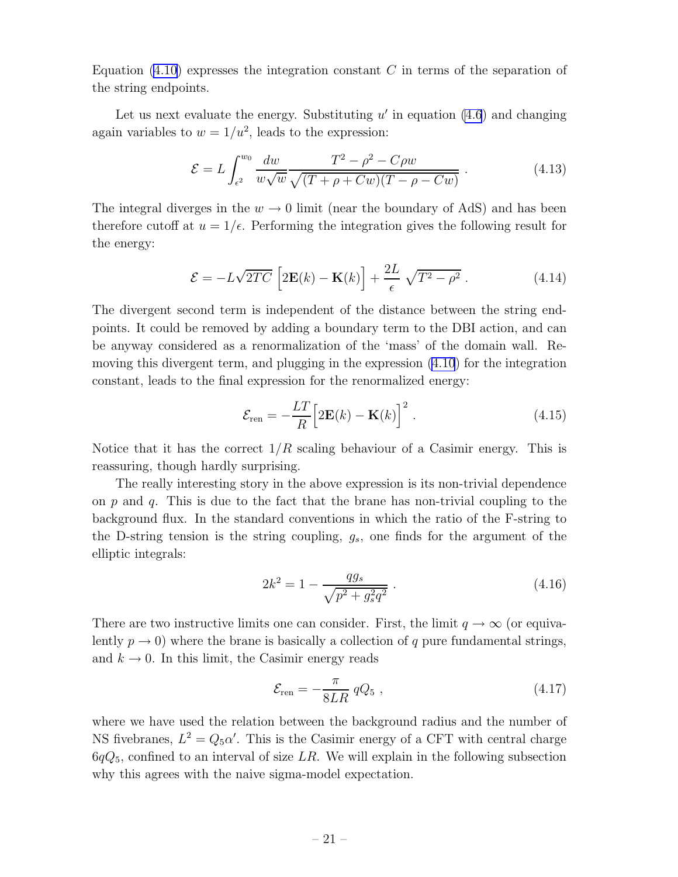Equation (4.10) expresses the integration constant $C$ in terms of the separation of the string endpoints.

Let us next evaluate the energy. Substituting $u'$ in equation (4.6) and changing again variables to $w = 1/u^2$, leads to the expression:

$$\mathcal{E} = L \int_{\epsilon^2}^{w_0} \frac{dw}{w\sqrt{w}} \frac{T^2 - \rho^2 - C\rho w}{\sqrt{(T + \rho + Cw)(T - \rho - Cw)}} \, . \tag{4.13}$$

The integral diverges in the $w \to 0$ limit (near the boundary of AdS) and has been therefore cutoff at $u = 1/\epsilon$. Performing the integration gives the following result for the energy:

$$\mathcal{E} = -L\sqrt{2TC} \, \Big[ 2\mathbf{E}(k) - \mathbf{K}(k) \Big] + \frac{2L}{\epsilon} \sqrt{T^2 - \rho^2} \, . \tag{4.14}$$

The divergent second term is independent of the distance between the string endpoints. It could be removed by adding a boundary term to the DBI action, and can be anyway considered as a renormalization of the 'mass' of the domain wall. Removing this divergent term, and plugging in the expression (4.10) for the integration constant, leads to the final expression for the renormalized energy:

$$\mathcal{E}_{\rm ren} = -\frac{LT}{R} \Big[ 2\mathbf{E}(k) - \mathbf{K}(k) \Big]^2 \, . \tag{4.15}$$

Notice that it has the correct $1/R$ scaling behaviour of a Casimir energy. This is reassuring, though hardly surprising.

The really interesting story in the above expression is its non-trivial dependence on $p$ and $q$. This is due to the fact that the brane has non-trivial coupling to the background flux. In the standard conventions in which the ratio of the F-string to the D-string tension is the string coupling, $g_s$, one finds for the argument of the elliptic integrals:

$$2k^2 = 1 - \frac{qg_s}{\sqrt{p^2 + g_s^2 q^2}} \, . \tag{4.16}$$

There are two instructive limits one can consider. First, the limit $q \to \infty$ (or equivalently $p \to 0$) where the brane is basically a collection of $q$ pure fundamental strings, and $k \to 0$. In this limit, the Casimir energy reads

$$\mathcal{E}_{\rm ren} = -\frac{\pi}{8LR} \, qQ_5 \, , \tag{4.17}$$

where we have used the relation between the background radius and the number of NS fivebranes, $L^2 = Q_5 \alpha'$. This is the Casimir energy of a CFT with central charge $6qQ_5$, confined to an interval of size $LR$. We will explain in the following subsection why this agrees with the naive sigma-model expectation.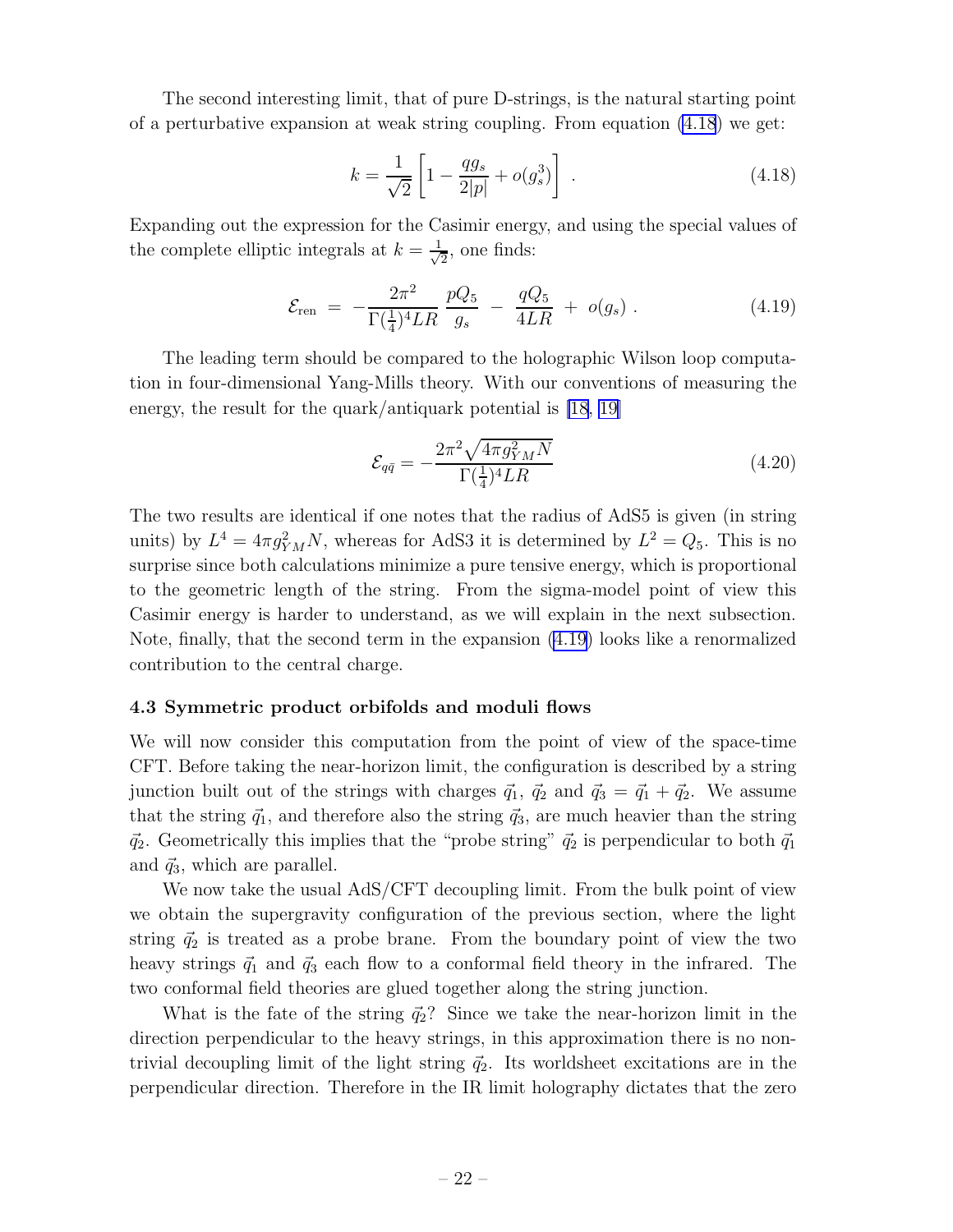The second interesting limit, that of pure D-strings, is the natural starting point of a perturbative expansion at weak string coupling. From equation (4.18) we get:

$$k = \frac{1}{\sqrt{2}} \left[ 1 - \frac{q g_s}{2|p|} + o(g_s^3) \right] \ . \tag{4.18}$$

Expanding out the expression for the Casimir energy, and using the special values of the complete elliptic integrals at $k = \frac{1}{\sqrt{2}}$, one finds:

$$\mathcal{E}_{\rm ren} \ = \ -\frac{2\pi^2}{\Gamma(\frac{1}{4})^4 LR} \, \frac{pQ_5}{g_s} \ - \ \frac{qQ_5}{4LR} \ + \ o(g_s) \ . \tag{4.19}$$

The leading term should be compared to the holographic Wilson loop computation in four-dimensional Yang-Mills theory. With our conventions of measuring the energy, the result for the quark/antiquark potential is [18, 19]

$$\mathcal{E}_{q\bar{q}} = -\frac{2\pi^2 \sqrt{4\pi g_{YM}^2 N}}{\Gamma(\frac{1}{4})^4 LR} \tag{4.20}$$

The two results are identical if one notes that the radius of AdS5 is given (in string units) by $L^4 = 4\pi g_{YM}^2 N$, whereas for AdS3 it is determined by $L^2 = Q_5$. This is no surprise since both calculations minimize a pure tensive energy, which is proportional to the geometric length of the string. From the sigma-model point of view this Casimir energy is harder to understand, as we will explain in the next subsection. Note, finally, that the second term in the expansion (4.19) looks like a renormalized contribution to the central charge.

### 4.3 Symmetric product orbifolds and moduli flows

We will now consider this computation from the point of view of the space-time CFT. Before taking the near-horizon limit, the configuration is described by a string junction built out of the strings with charges $\vec{q}_1$, $\vec{q}_2$ and $\vec{q}_3 = \vec{q}_1 + \vec{q}_2$. We assume that the string $\vec{q}_1$, and therefore also the string $\vec{q}_3$, are much heavier than the string $\vec{q}_2$. Geometrically this implies that the "probe string" $\vec{q}_2$ is perpendicular to both $\vec{q}_1$ and $\vec{q}_3$, which are parallel.

We now take the usual AdS/CFT decoupling limit. From the bulk point of view we obtain the supergravity configuration of the previous section, where the light string $\vec{q}_2$ is treated as a probe brane. From the boundary point of view the two heavy strings $\vec{q}_1$ and $\vec{q}_3$ each flow to a conformal field theory in the infrared. The two conformal field theories are glued together along the string junction.

What is the fate of the string $\vec{q}_2$? Since we take the near-horizon limit in the direction perpendicular to the heavy strings, in this approximation there is no non-trivial decoupling limit of the light string $\vec{q}_2$. Its worldsheet excitations are in the perpendicular direction. Therefore in the IR limit holography dictates that the zero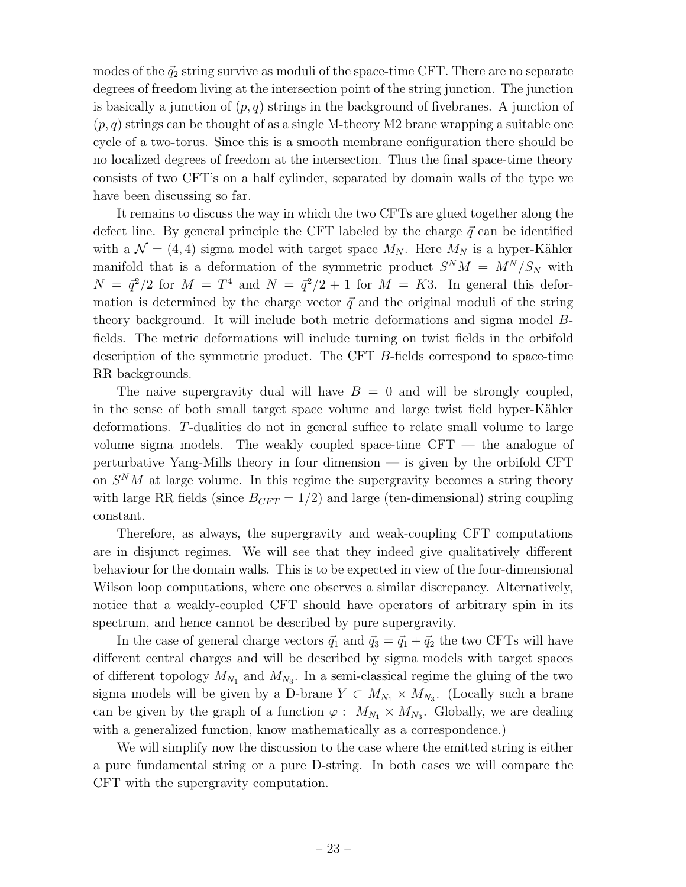modes of the $\vec{q}_2$ string survive as moduli of the space-time CFT. There are no separate degrees of freedom living at the intersection point of the string junction. The junction is basically a junction of $(p, q)$ strings in the background of fivebranes. A junction of $(p, q)$ strings can be thought of as a single M-theory M2 brane wrapping a suitable one cycle of a two-torus. Since this is a smooth membrane configuration there should be no localized degrees of freedom at the intersection. Thus the final space-time theory consists of two CFT's on a half cylinder, separated by domain walls of the type we have been discussing so far.

It remains to discuss the way in which the two CFTs are glued together along the defect line. By general principle the CFT labeled by the charge $\vec{q}$ can be identified with a $\mathcal{N} = (4, 4)$ sigma model with target space $M_N$. Here $M_N$ is a hyper-Kähler manifold that is a deformation of the symmetric product $S^N M = M^N/S_N$ with $N = \vec{q}^2/2$ for $M = T^4$ and $N = \vec{q}^2/2 + 1$ for $M = K3$. In general this deformation is determined by the charge vector $\vec{q}$ and the original moduli of the string theory background. It will include both metric deformations and sigma model $B$-fields. The metric deformations will include turning on twist fields in the orbifold description of the symmetric product. The CFT $B$-fields correspond to space-time RR backgrounds.

The naive supergravity dual will have $B = 0$ and will be strongly coupled, in the sense of both small target space volume and large twist field hyper-Kähler deformations. $T$-dualities do not in general suffice to relate small volume to large volume sigma models. The weakly coupled space-time CFT — the analogue of perturbative Yang-Mills theory in four dimension — is given by the orbifold CFT on $S^N M$ at large volume. In this regime the supergravity becomes a string theory with large RR fields (since $B_{CFT} = 1/2$) and large (ten-dimensional) string coupling constant.

Therefore, as always, the supergravity and weak-coupling CFT computations are in disjunct regimes. We will see that they indeed give qualitatively different behaviour for the domain walls. This is to be expected in view of the four-dimensional Wilson loop computations, where one observes a similar discrepancy. Alternatively, notice that a weakly-coupled CFT should have operators of arbitrary spin in its spectrum, and hence cannot be described by pure supergravity.

In the case of general charge vectors $\vec{q}_1$ and $\vec{q}_3 = \vec{q}_1 + \vec{q}_2$ the two CFTs will have different central charges and will be described by sigma models with target spaces of different topology $M_{N_1}$ and $M_{N_3}$. In a semi-classical regime the gluing of the two sigma models will be given by a D-brane $Y \subset M_{N_1} \times M_{N_3}$. (Locally such a brane can be given by the graph of a function $\varphi :\ M_{N_1} \times M_{N_3}$. Globally, we are dealing with a generalized function, know mathematically as a correspondence.)

We will simplify now the discussion to the case where the emitted string is either a pure fundamental string or a pure D-string. In both cases we will compare the CFT with the supergravity computation.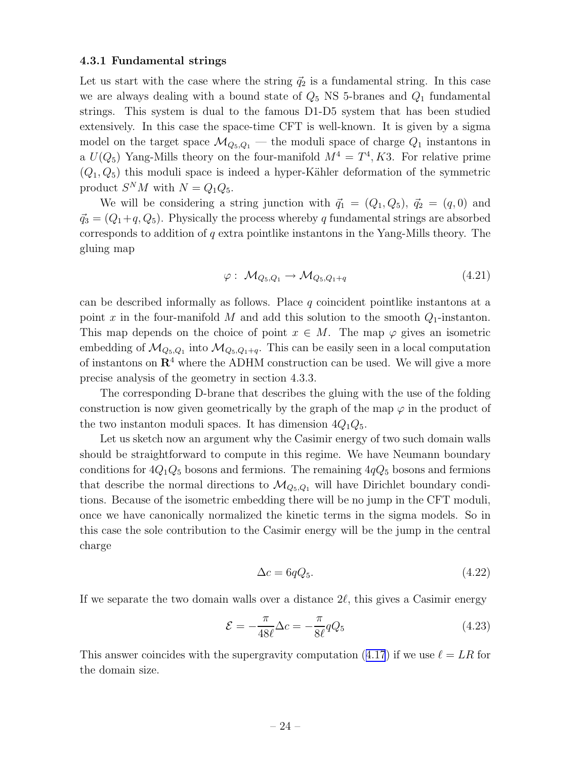### 4.3.1 Fundamental strings

Let us start with the case where the string $\vec{q}_2$ is a fundamental string. In this case we are always dealing with a bound state of $Q_5$ NS 5-branes and $Q_1$ fundamental strings. This system is dual to the famous D1-D5 system that has been studied extensively. In this case the space-time CFT is well-known. It is given by a sigma model on the target space $\mathcal{M}_{Q_5,Q_1}$ — the moduli space of charge $Q_1$ instantons in a $U(Q_5)$ Yang-Mills theory on the four-manifold $M^4 = T^4, K3$. For relative prime $(Q_1, Q_5)$ this moduli space is indeed a hyper-Kähler deformation of the symmetric product $S^N M$ with $N = Q_1 Q_5$.

We will be considering a string junction with $\vec{q}_1 = (Q_1, Q_5)$, $\vec{q}_2 = (q, 0)$ and $\vec{q}_3 = (Q_1 + q, Q_5)$. Physically the process whereby $q$ fundamental strings are absorbed corresponds to addition of $q$ extra pointlike instantons in the Yang-Mills theory. The gluing map

$$\varphi : \mathcal{M}_{Q_5,Q_1} \to \mathcal{M}_{Q_5,Q_1+q} \tag{4.21}$$

can be described informally as follows. Place $q$ coincident pointlike instantons at a point $x$ in the four-manifold $M$ and add this solution to the smooth $Q_1$-instanton. This map depends on the choice of point $x \in M$. The map $\varphi$ gives an isometric embedding of $\mathcal{M}_{Q_5,Q_1}$ into $\mathcal{M}_{Q_5,Q_1+q}$. This can be easily seen in a local computation of instantons on $\mathbf{R}^4$ where the ADHM construction can be used. We will give a more precise analysis of the geometry in section 4.3.3.

The corresponding D-brane that describes the gluing with the use of the folding construction is now given geometrically by the graph of the map $\varphi$ in the product of the two instanton moduli spaces. It has dimension $4Q_1Q_5$.

Let us sketch now an argument why the Casimir energy of two such domain walls should be straightforward to compute in this regime. We have Neumann boundary conditions for $4Q_1Q_5$ bosons and fermions. The remaining $4qQ_5$ bosons and fermions that describe the normal directions to $\mathcal{M}_{Q_5,Q_1}$ will have Dirichlet boundary conditions. Because of the isometric embedding there will be no jump in the CFT moduli, once we have canonically normalized the kinetic terms in the sigma models. So in this case the sole contribution to the Casimir energy will be the jump in the central charge

$$\Delta c = 6qQ_5. \tag{4.22}$$

If we separate the two domain walls over a distance $2\ell$, this gives a Casimir energy

$$\mathcal{E} = -\frac{\pi}{48\ell}\Delta c = -\frac{\pi}{8\ell} q Q_5 \tag{4.23}$$

This answer coincides with the supergravity computation (4.17) if we use $\ell = LR$ for the domain size.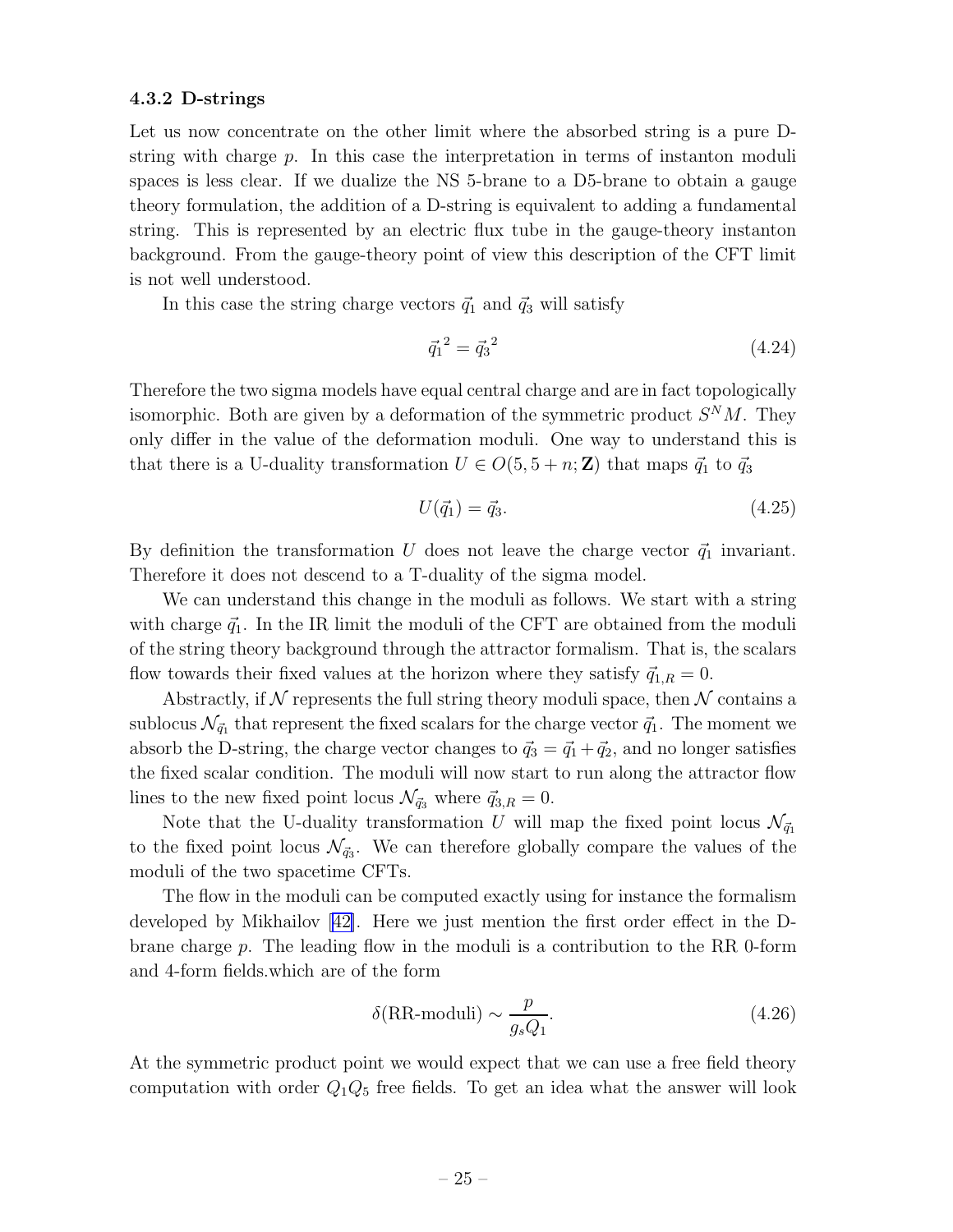### 4.3.2 D-strings

Let us now concentrate on the other limit where the absorbed string is a pure D-string with charge $p$. In this case the interpretation in terms of instanton moduli spaces is less clear. If we dualize the NS 5-brane to a D5-brane to obtain a gauge theory formulation, the addition of a D-string is equivalent to adding a fundamental string. This is represented by an electric flux tube in the gauge-theory instanton background. From the gauge-theory point of view this description of the CFT limit is not well understood.

In this case the string charge vectors $\vec{q}_1$ and $\vec{q}_3$ will satisfy

$$\vec{q}_1^{\,2} = \vec{q}_3^{\,2} \tag{4.24}$$

Therefore the two sigma models have equal central charge and are in fact topologically isomorphic. Both are given by a deformation of the symmetric product $S^N M$. They only differ in the value of the deformation moduli. One way to understand this is that there is a U-duality transformation $U \in O(5, 5+n; \mathbf{Z})$ that maps $\vec{q}_1$ to $\vec{q}_3$

$$U(\vec{q}_1) = \vec{q}_3. \tag{4.25}$$

By definition the transformation $U$ does not leave the charge vector $\vec{q}_1$ invariant. Therefore it does not descend to a T-duality of the sigma model.

We can understand this change in the moduli as follows. We start with a string with charge $\vec{q}_1$. In the IR limit the moduli of the CFT are obtained from the moduli of the string theory background through the attractor formalism. That is, the scalars flow towards their fixed values at the horizon where they satisfy $\vec{q}_{1,R} = 0$.

Abstractly, if $\mathcal{N}$ represents the full string theory moduli space, then $\mathcal{N}$ contains a sublocus $\mathcal{N}_{\vec{q}_1}$ that represent the fixed scalars for the charge vector $\vec{q}_1$. The moment we absorb the D-string, the charge vector changes to $\vec{q}_3 = \vec{q}_1 + \vec{q}_2$, and no longer satisfies the fixed scalar condition. The moduli will now start to run along the attractor flow lines to the new fixed point locus $\mathcal{N}_{\vec{q}_3}$ where $\vec{q}_{3,R} = 0$.

Note that the U-duality transformation $U$ will map the fixed point locus $\mathcal{N}_{\vec{q}_1}$ to the fixed point locus $\mathcal{N}_{\vec{q}_3}$. We can therefore globally compare the values of the moduli of the two spacetime CFTs.

The flow in the moduli can be computed exactly using for instance the formalism developed by Mikhailov [42]. Here we just mention the first order effect in the D-brane charge $p$. The leading flow in the moduli is a contribution to the RR 0-form and 4-form fields.which are of the form

$$\delta(\text{RR-moduli}) \sim \frac{p}{g_s Q_1}. \tag{4.26}$$

At the symmetric product point we would expect that we can use a free field theory computation with order $Q_1 Q_5$ free fields. To get an idea what the answer will look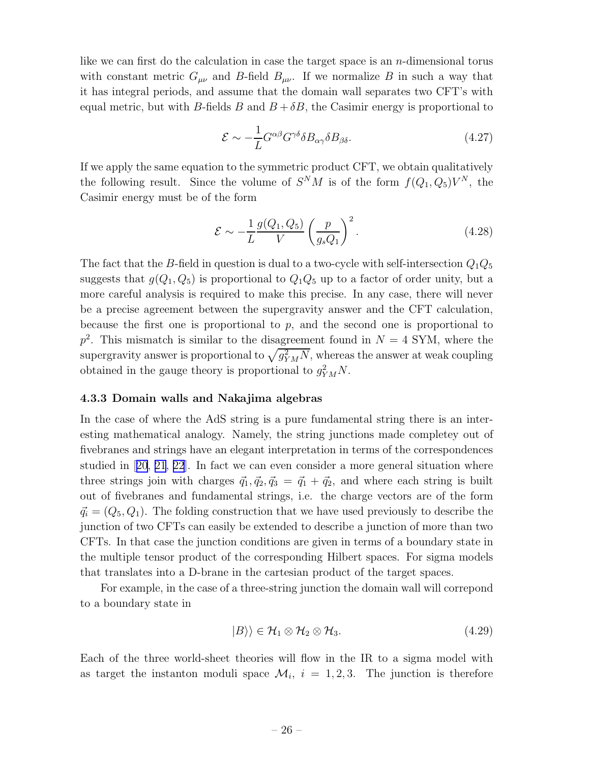like we can first do the calculation in case the target space is an $n$-dimensional torus with constant metric $G_{\mu\nu}$ and $B$-field $B_{\mu\nu}$. If we normalize $B$ in such a way that it has integral periods, and assume that the domain wall separates two CFT's with equal metric, but with $B$-fields $B$ and $B + \delta B$, the Casimir energy is proportional to

$$\mathcal{E} \sim -\frac{1}{L} G^{\alpha\beta} G^{\gamma\delta} \delta B_{\alpha\gamma} \delta B_{\beta\delta}. \tag{4.27}$$

If we apply the same equation to the symmetric product CFT, we obtain qualitatively the following result. Since the volume of $S^N M$ is of the form $f(Q_1, Q_5) V^N$, the Casimir energy must be of the form

$$\mathcal{E} \sim -\frac{1}{L} \frac{g(Q_1, Q_5)}{V} \left( \frac{p}{g_s Q_1} \right)^2. \tag{4.28}$$

The fact that the $B$-field in question is dual to a two-cycle with self-intersection $Q_1 Q_5$ suggests that $g(Q_1, Q_5)$ is proportional to $Q_1 Q_5$ up to a factor of order unity, but a more careful analysis is required to make this precise. In any case, there will never be a precise agreement between the supergravity answer and the CFT calculation, because the first one is proportional to $p$, and the second one is proportional to $p^2$. This mismatch is similar to the disagreement found in $N = 4$ SYM, where the supergravity answer is proportional to $\sqrt{g_{YM}^2 N}$, whereas the answer at weak coupling obtained in the gauge theory is proportional to $g_{YM}^2 N$.

### 4.3.3 Domain walls and Nakajima algebras

In the case of where the AdS string is a pure fundamental string there is an interesting mathematical analogy. Namely, the string junctions made completey out of fivebranes and strings have an elegant interpretation in terms of the correspondences studied in [20, 21, 22]. In fact we can even consider a more general situation where three strings join with charges $\vec{q}_1, \vec{q}_2, \vec{q}_3 = \vec{q}_1 + \vec{q}_2$, and where each string is built out of fivebranes and fundamental strings, i.e. the charge vectors are of the form $\vec{q}_i = (Q_5, Q_1)$. The folding construction that we have used previously to describe the junction of two CFTs can easily be extended to describe a junction of more than two CFTs. In that case the junction conditions are given in terms of a boundary state in the multiple tensor product of the corresponding Hilbert spaces. For sigma models that translates into a D-brane in the cartesian product of the target spaces.

For example, in the case of a three-string junction the domain wall will correpond to a boundary state in

$$|B\rangle\rangle \in \mathcal{H}_1 \otimes \mathcal{H}_2 \otimes \mathcal{H}_3. \tag{4.29}$$

Each of the three world-sheet theories will flow in the IR to a sigma model with as target the instanton moduli space $\mathcal{M}_i$, $i = 1, 2, 3$. The junction is therefore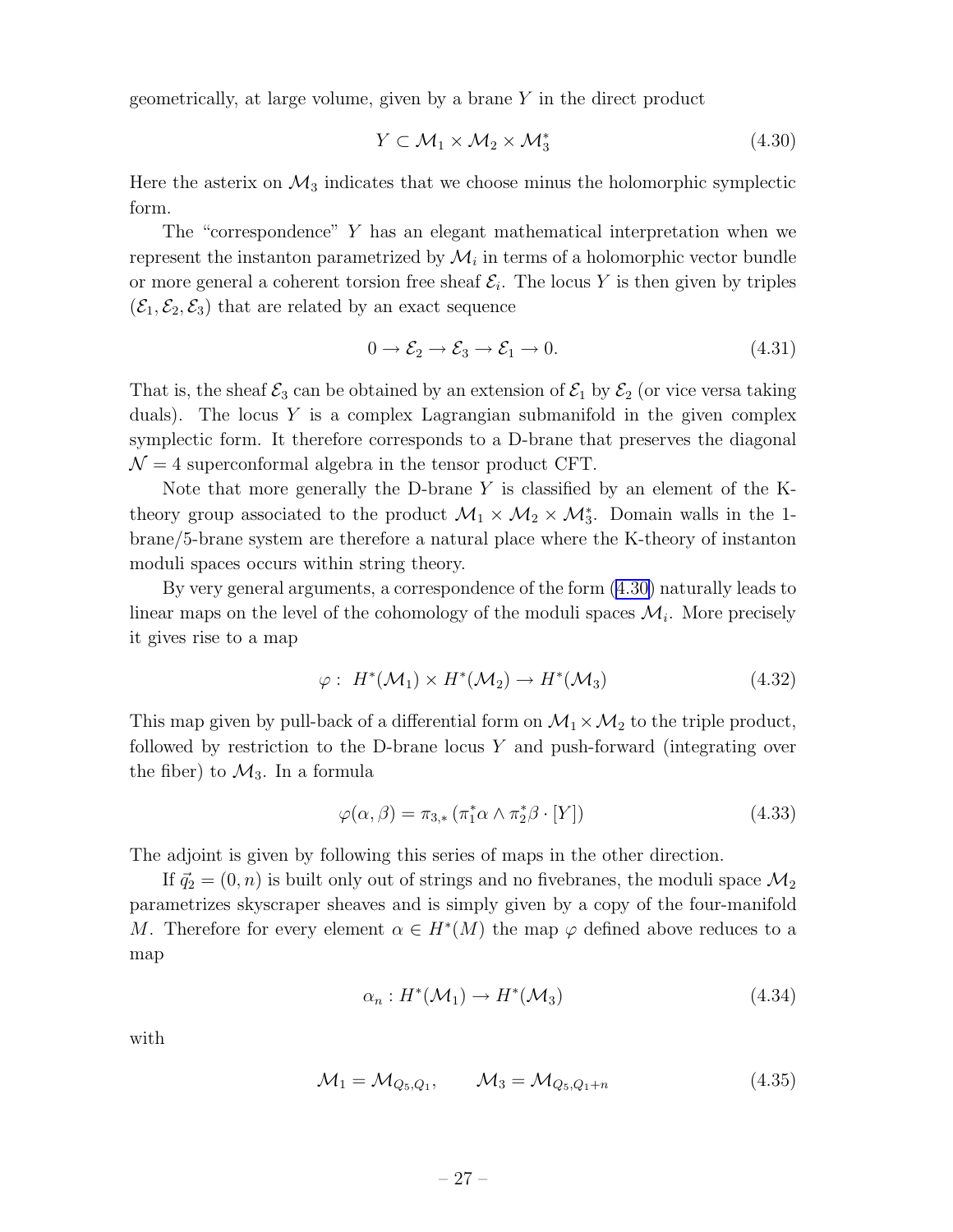geometrically, at large volume, given by a brane $Y$ in the direct product

$$Y \subset \mathcal{M}_1 \times \mathcal{M}_2 \times \mathcal{M}_3^* \tag{4.30}$$

Here the asterix on $\mathcal{M}_3$ indicates that we choose minus the holomorphic symplectic form.

The "correspondence" $Y$ has an elegant mathematical interpretation when we represent the instanton parametrized by $\mathcal{M}_i$ in terms of a holomorphic vector bundle or more general a coherent torsion free sheaf $\mathcal{E}_i$. The locus $Y$ is then given by triples $(\mathcal{E}_1, \mathcal{E}_2, \mathcal{E}_3)$ that are related by an exact sequence

$$0 \to \mathcal{E}_2 \to \mathcal{E}_3 \to \mathcal{E}_1 \to 0. \tag{4.31}$$

That is, the sheaf $\mathcal{E}_3$ can be obtained by an extension of $\mathcal{E}_1$ by $\mathcal{E}_2$ (or vice versa taking duals). The locus $Y$ is a complex Lagrangian submanifold in the given complex symplectic form. It therefore corresponds to a D-brane that preserves the diagonal $\mathcal{N} = 4$ superconformal algebra in the tensor product CFT.

Note that more generally the D-brane $Y$ is classified by an element of the K-theory group associated to the product $\mathcal{M}_1 \times \mathcal{M}_2 \times \mathcal{M}_3^*$. Domain walls in the 1-brane/5-brane system are therefore a natural place where the K-theory of instanton moduli spaces occurs within string theory.

By very general arguments, a correspondence of the form (4.30) naturally leads to linear maps on the level of the cohomology of the moduli spaces $\mathcal{M}_i$. More precisely it gives rise to a map

$$\varphi : \ H^*(\mathcal{M}_1) \times H^*(\mathcal{M}_2) \to H^*(\mathcal{M}_3) \tag{4.32}$$

This map given by pull-back of a differential form on $\mathcal{M}_1 \times \mathcal{M}_2$ to the triple product, followed by restriction to the D-brane locus $Y$ and push-forward (integrating over the fiber) to $\mathcal{M}_3$. In a formula

$$\varphi(\alpha, \beta) = \pi_{3,*} \left( \pi_1^* \alpha \wedge \pi_2^* \beta \cdot [Y] \right) \tag{4.33}$$

The adjoint is given by following this series of maps in the other direction.

If $\vec{q}_2 = (0, n)$ is built only out of strings and no fivebranes, the moduli space $\mathcal{M}_2$ parametrizes skyscraper sheaves and is simply given by a copy of the four-manifold $M$. Therefore for every element $\alpha \in H^*(M)$ the map $\varphi$ defined above reduces to a map

$$\alpha_n : H^*(\mathcal{M}_1) \to H^*(\mathcal{M}_3) \tag{4.34}$$

with

$$\mathcal{M}_1 = \mathcal{M}_{Q_5, Q_1}, \qquad \mathcal{M}_3 = \mathcal{M}_{Q_5, Q_1 + n} \tag{4.35}$$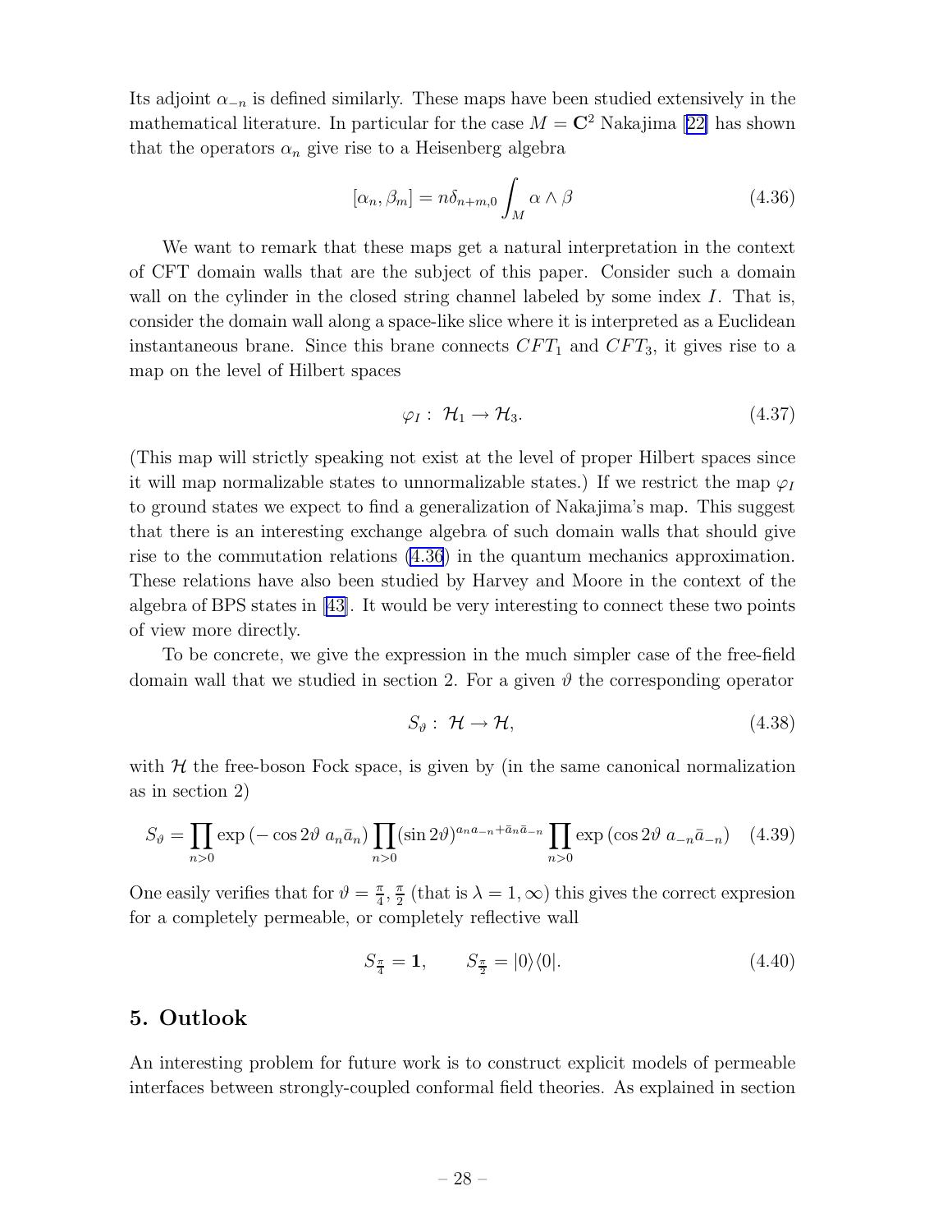Its adjoint $\alpha_{-n}$ is defined similarly. These maps have been studied extensively in the mathematical literature. In particular for the case $M = \mathbf{C}^2$ Nakajima [22] has shown that the operators $\alpha_n$ give rise to a Heisenberg algebra

$$[\alpha_n, \beta_m] = n\delta_{n+m,0} \int_M \alpha \wedge \beta \tag{4.36}$$

We want to remark that these maps get a natural interpretation in the context of CFT domain walls that are the subject of this paper. Consider such a domain wall on the cylinder in the closed string channel labeled by some index $I$. That is, consider the domain wall along a space-like slice where it is interpreted as a Euclidean instantaneous brane. Since this brane connects $CFT_1$ and $CFT_3$, it gives rise to a map on the level of Hilbert spaces

$$\varphi_I : \ \mathcal{H}_1 \to \mathcal{H}_3. \tag{4.37}$$

(This map will strictly speaking not exist at the level of proper Hilbert spaces since it will map normalizable states to unnormalizable states.) If we restrict the map $\varphi_I$ to ground states we expect to find a generalization of Nakajima's map. This suggest that there is an interesting exchange algebra of such domain walls that should give rise to the commutation relations (4.36) in the quantum mechanics approximation. These relations have also been studied by Harvey and Moore in the context of the algebra of BPS states in [43]. It would be very interesting to connect these two points of view more directly.

To be concrete, we give the expression in the much simpler case of the free-field domain wall that we studied in section 2. For a given $\vartheta$ the corresponding operator

$$S_\vartheta : \ \mathcal{H} \to \mathcal{H}, \tag{4.38}$$

with $\mathcal{H}$ the free-boson Fock space, is given by (in the same canonical normalization as in section 2)

$$S_\vartheta = \prod_{n>0} \exp\left(-\cos 2\vartheta \ a_n \bar{a}_n\right) \prod_{n>0} (\sin 2\vartheta)^{a_n a_{-n} + \bar{a}_n \bar{a}_{-n}} \prod_{n>0} \exp\left(\cos 2\vartheta \ a_{-n} \bar{a}_{-n}\right) \tag{4.39}$$

One easily verifies that for $\vartheta = \frac{\pi}{4}, \frac{\pi}{2}$ (that is $\lambda = 1, \infty$) this gives the correct expresion for a completely permeable, or completely reflective wall

$$S_{\frac{\pi}{4}} = \mathbf{1}, \qquad S_{\frac{\pi}{2}} = |0\rangle\langle 0|. \tag{4.40}$$

## 5. Outlook

An interesting problem for future work is to construct explicit models of permeable interfaces between strongly-coupled conformal field theories. As explained in section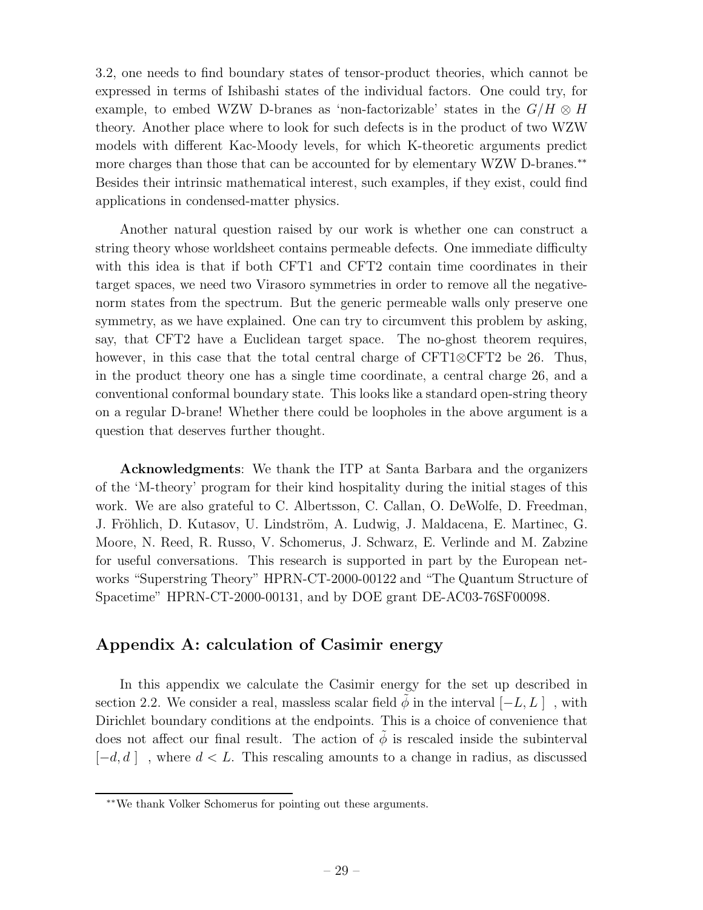3.2, one needs to find boundary states of tensor-product theories, which cannot be expressed in terms of Ishibashi states of the individual factors. One could try, for example, to embed WZW D-branes as 'non-factorizable' states in the $G/H \otimes H$ theory. Another place where to look for such defects is in the product of two WZW models with different Kac-Moody levels, for which K-theoretic arguments predict more charges than those that can be accounted for by elementary WZW D-branes.[**] Besides their intrinsic mathematical interest, such examples, if they exist, could find applications in condensed-matter physics.

Another natural question raised by our work is whether one can construct a string theory whose worldsheet contains permeable defects. One immediate difficulty with this idea is that if both CFT1 and CFT2 contain time coordinates in their target spaces, we need two Virasoro symmetries in order to remove all the negative-norm states from the spectrum. But the generic permeable walls only preserve one symmetry, as we have explained. One can try to circumvent this problem by asking, say, that CFT2 have a Euclidean target space. The no-ghost theorem requires, however, in this case that the total central charge of CFT1$\otimes$CFT2 be 26. Thus, in the product theory one has a single time coordinate, a central charge 26, and a conventional conformal boundary state. This looks like a standard open-string theory on a regular D-brane! Whether there could be loopholes in the above argument is a question that deserves further thought.

**Acknowledgments**: We thank the ITP at Santa Barbara and the organizers of the 'M-theory' program for their kind hospitality during the initial stages of this work. We are also grateful to C. Albertsson, C. Callan, O. DeWolfe, D. Freedman, J. Fröhlich, D. Kutasov, U. Lindström, A. Ludwig, J. Maldacena, E. Martinec, G. Moore, N. Reed, R. Russo, V. Schomerus, J. Schwarz, E. Verlinde and M. Zabzine for useful conversations. This research is supported in part by the European networks "Superstring Theory" HPRN-CT-2000-00122 and "The Quantum Structure of Spacetime" HPRN-CT-2000-00131, and by DOE grant DE-AC03-76SF00098.

## Appendix A: calculation of Casimir energy

In this appendix we calculate the Casimir energy for the set up described in section 2.2. We consider a real, massless scalar field $\tilde{\phi}$ in the interval $[-L, L\,]$ , with Dirichlet boundary conditions at the endpoints. This is a choice of convenience that does not affect our final result. The action of $\tilde{\phi}$ is rescaled inside the subinterval $[-d, d\,]$ , where $d < L$. This rescaling amounts to a change in radius, as discussed

[**] We thank Volker Schomerus for pointing out these arguments.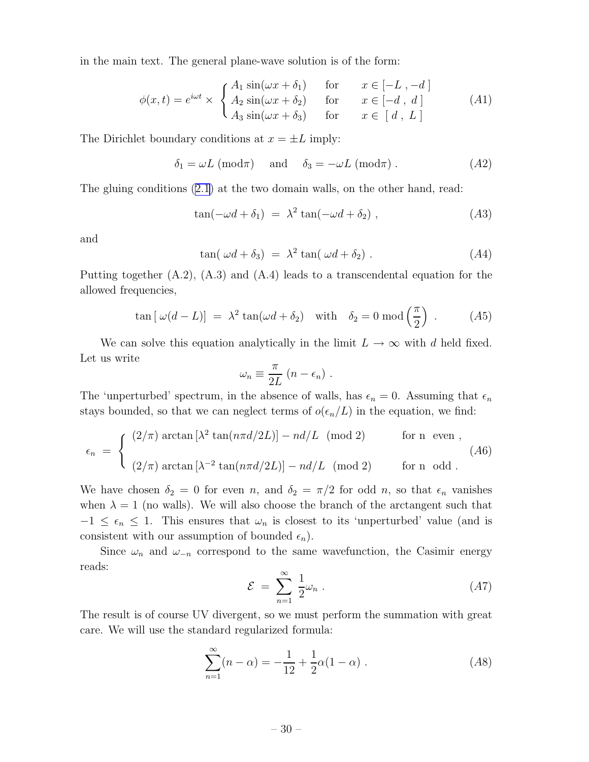in the main text. The general plane-wave solution is of the form:

$$\phi(x,t) = e^{i\omega t} \times \begin{cases} A_1 \sin(\omega x + \delta_1) & \text{for} \quad x \in [-L\,, -d\,] \\ A_2 \sin(\omega x + \delta_2) & \text{for} \quad x \in [-d\,,\ d\,] \\ A_3 \sin(\omega x + \delta_3) & \text{for} \quad x \in [\ d\,,\ L\,] \end{cases} \tag{A1}$$

The Dirichlet boundary conditions at $x = \pm L$ imply:

$$\delta_1 = \omega L \ (\text{mod}\pi) \quad \text{and} \quad \delta_3 = -\omega L \ (\text{mod}\pi)\ . \tag{A2}$$

The gluing conditions (2.1) at the two domain walls, on the other hand, read:

$$\tan(-\omega d + \delta_1) \ = \ \lambda^2 \tan(-\omega d + \delta_2)\ , \tag{A3}$$

and

$$\tan(\ \omega d + \delta_3) \ = \ \lambda^2 \tan(\ \omega d + \delta_2)\ . \tag{A4}$$

Putting together (A.2), (A.3) and (A.4) leads to a transcendental equation for the allowed frequencies,

$$\tan\left[\,\omega(d-L)\right] \ = \ \lambda^2 \tan(\omega d + \delta_2) \quad \text{with} \quad \delta_2 = 0 \ \text{mod}\left(\frac{\pi}{2}\right)\ . \tag{A5}$$

We can solve this equation analytically in the limit $L \to \infty$ with $d$ held fixed. Let us write

$$\omega_n \equiv \frac{\pi}{2L}\,(n - \epsilon_n)\ .$$

The 'unperturbed' spectrum, in the absence of walls, has $\epsilon_n = 0$. Assuming that $\epsilon_n$ stays bounded, so that we can neglect terms of $o(\epsilon_n/L)$ in the equation, we find:

$$\epsilon_n \ = \ \begin{cases} (2/\pi)\arctan\left[\lambda^2 \tan(n\pi d/2L)\right] - nd/L \ \ (\text{mod } 2) & \text{for n even}\ , \\ \\ (2/\pi)\arctan\left[\lambda^{-2} \tan(n\pi d/2L)\right] - nd/L \ \ (\text{mod } 2) & \text{for n odd}\ . \end{cases} \tag{A6}$$

We have chosen $\delta_2 = 0$ for even $n$, and $\delta_2 = \pi/2$ for odd $n$, so that $\epsilon_n$ vanishes when $\lambda = 1$ (no walls). We will also choose the branch of the arctangent such that $-1 \leq \epsilon_n \leq 1$. This ensures that $\omega_n$ is closest to its 'unperturbed' value (and is consistent with our assumption of bounded $\epsilon_n$).

Since $\omega_n$ and $\omega_{-n}$ correspond to the same wavefunction, the Casimir energy reads:

$$\mathcal{E} \ = \ \sum_{n=1}^{\infty} \frac{1}{2}\omega_n\ . \tag{A7}$$

The result is of course UV divergent, so we must perform the summation with great care. We will use the standard regularized formula:

$$\sum_{n=1}^{\infty}(n - \alpha) = -\frac{1}{12} + \frac{1}{2}\alpha(1-\alpha)\ . \tag{A8}$$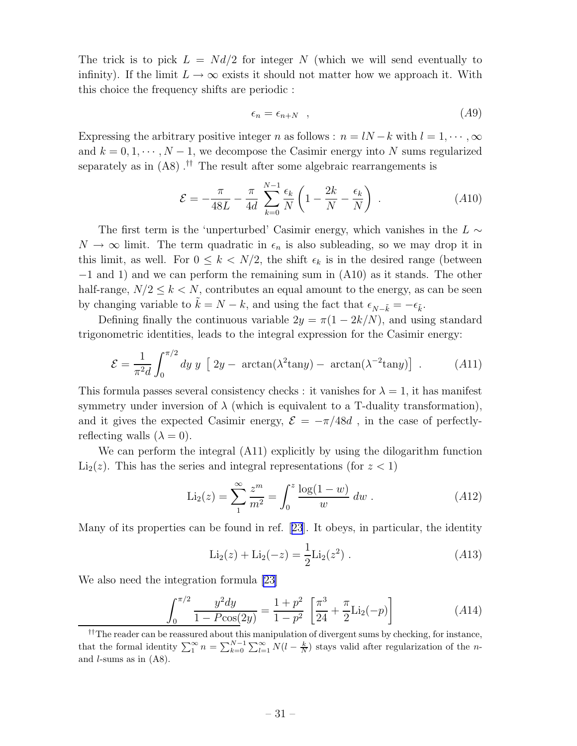The trick is to pick $L = Nd/2$ for integer $N$ (which we will send eventually to infinity). If the limit $L \to \infty$ exists it should not matter how we approach it. With this choice the frequency shifts are periodic :

$$\epsilon_n = \epsilon_{n+N} \quad , \tag{A9}$$

Expressing the arbitrary positive integer $n$ as follows : $n = lN - k$ with $l = 1, \cdots, \infty$ and $k = 0, 1, \cdots, N-1$, we decompose the Casimir energy into $N$ sums regularized separately as in (A8) .[††] The result after some algebraic rearrangements is

$$\mathcal{E} = -\frac{\pi}{48L} - \frac{\pi}{4d} \sum_{k=0}^{N-1} \frac{\epsilon_k}{N} \left( 1 - \frac{2k}{N} - \frac{\epsilon_k}{N} \right) \ . \tag{A10}$$

The first term is the 'unperturbed' Casimir energy, which vanishes in the $L \sim N \to \infty$ limit. The term quadratic in $\epsilon_n$ is also subleading, so we may drop it in this limit, as well. For $0 \leq k < N/2$, the shift $\epsilon_k$ is in the desired range (between $-1$ and 1) and we can perform the remaining sum in (A10) as it stands. The other half-range, $N/2 \leq k < N$, contributes an equal amount to the energy, as can be seen by changing variable to $\tilde{k} = N - k$, and using the fact that $\epsilon_{N-\tilde{k}} = -\epsilon_{\tilde{k}}$.

Defining finally the continuous variable $2y = \pi(1 - 2k/N)$, and using standard trigonometric identities, leads to the integral expression for the Casimir energy:

$$\mathcal{E} = \frac{1}{\pi^2 d} \int_0^{\pi/2} dy \ y \ \left[ \ 2y - \ \arctan(\lambda^2 \tan y) - \ \arctan(\lambda^{-2} \tan y) \right] \ . \tag{A11}$$

This formula passes several consistency checks : it vanishes for $\lambda = 1$, it has manifest symmetry under inversion of $\lambda$ (which is equivalent to a T-duality transformation), and it gives the expected Casimir energy, $\mathcal{E} = -\pi/48d$ , in the case of perfectly-reflecting walls ($\lambda = 0$).

We can perform the integral (A11) explicitly by using the dilogarithm function $\mathrm{Li}_2(z)$. This has the series and integral representations (for $z < 1$)

$$\mathrm{Li}_2(z) = \sum_{1}^{\infty} \frac{z^m}{m^2} = \int_0^z \frac{\log(1-w)}{w} \ dw \ . \tag{A12}$$

Many of its properties can be found in ref. [23]. It obeys, in particular, the identity

$$\mathrm{Li}_2(z) + \mathrm{Li}_2(-z) = \frac{1}{2} \mathrm{Li}_2(z^2) \ . \tag{A13}$$

We also need the integration formula [23]

$$\int_0^{\pi/2} \frac{y^2 dy}{1 - P\cos(2y)} = \frac{1+p^2}{1-p^2} \left[ \frac{\pi^3}{24} + \frac{\pi}{2} \mathrm{Li}_2(-p) \right] \tag{A14}$$

[††] The reader can be reassured about this manipulation of divergent sums by checking, for instance, that the formal identity $\sum_1^\infty n = \sum_{k=0}^{N-1} \sum_{l=1}^{\infty} N(l - \frac{k}{N})$ stays valid after regularization of the $n$- and $l$-sums as in (A8).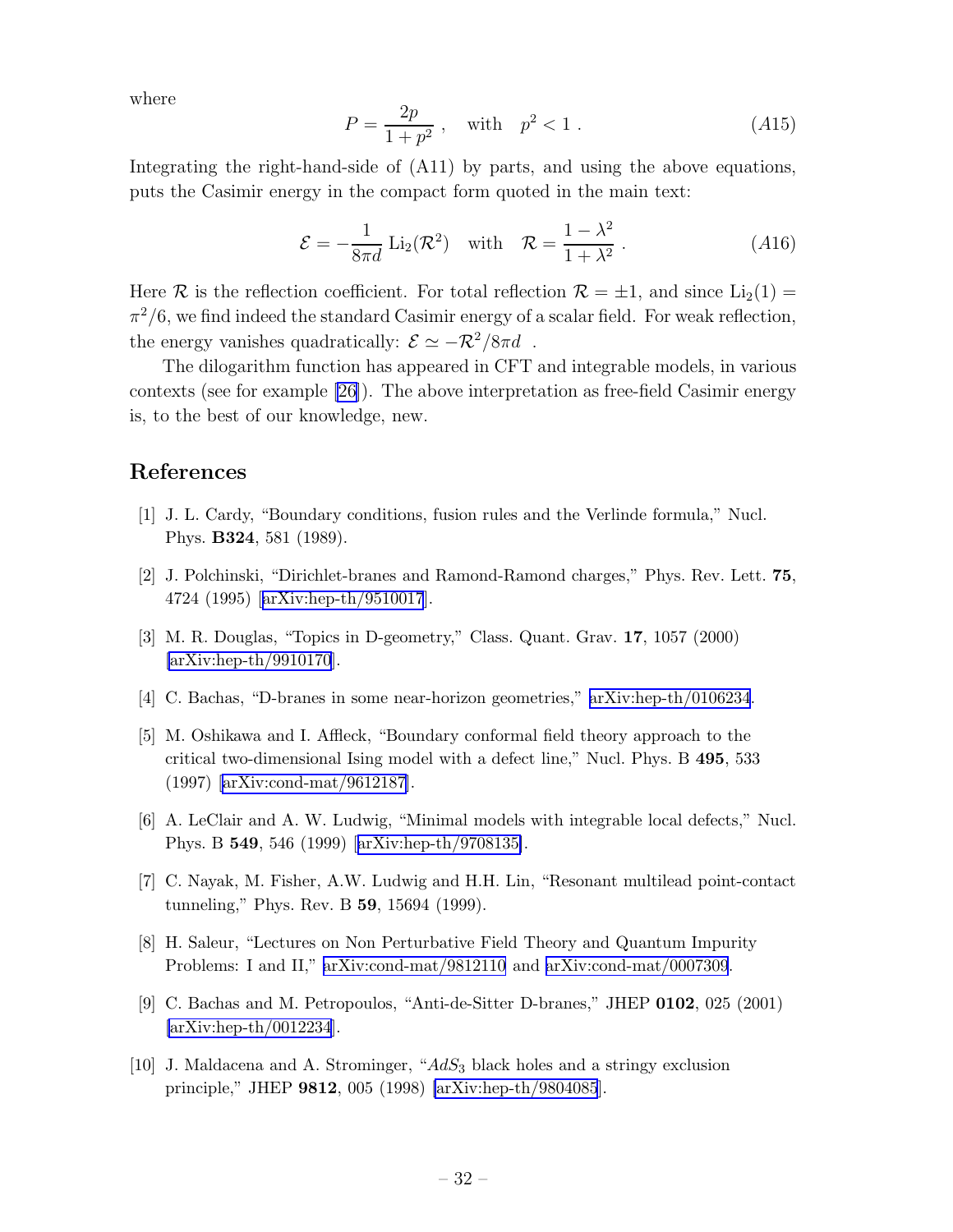where

$$P = \frac{2p}{1+p^2} \ , \quad \text{with} \quad p^2 < 1 \ . \tag{A15}$$

Integrating the right-hand-side of (A11) by parts, and using the above equations, puts the Casimir energy in the compact form quoted in the main text:

$$\mathcal{E} = -\frac{1}{8\pi d} \, \mathrm{Li}_2(\mathcal{R}^2) \quad \text{with} \quad \mathcal{R} = \frac{1-\lambda^2}{1+\lambda^2} \ . \tag{A16}$$

Here $\mathcal{R}$ is the reflection coefficient. For total reflection $\mathcal{R} = \pm 1$, and since $\mathrm{Li}_2(1) = \pi^2/6$, we find indeed the standard Casimir energy of a scalar field. For weak reflection, the energy vanishes quadratically: $\mathcal{E} \simeq -\mathcal{R}^2/8\pi d$ .

The dilogarithm function has appeared in CFT and integrable models, in various contexts (see for example [26]). The above interpretation as free-field Casimir energy is, to the best of our knowledge, new.

## References

[1] J. L. Cardy, "Boundary conditions, fusion rules and the Verlinde formula," Nucl. Phys. **B324**, 581 (1989).

[2] J. Polchinski, "Dirichlet-branes and Ramond-Ramond charges," Phys. Rev. Lett. **75**, 4724 (1995) [arXiv:hep-th/9510017].

[3] M. R. Douglas, "Topics in D-geometry," Class. Quant. Grav. **17**, 1057 (2000) [arXiv:hep-th/9910170].

[4] C. Bachas, "D-branes in some near-horizon geometries," arXiv:hep-th/0106234.

[5] M. Oshikawa and I. Affleck, "Boundary conformal field theory approach to the critical two-dimensional Ising model with a defect line," Nucl. Phys. B **495**, 533 (1997) [arXiv:cond-mat/9612187].

[6] A. LeClair and A. W. Ludwig, "Minimal models with integrable local defects," Nucl. Phys. B **549**, 546 (1999) [arXiv:hep-th/9708135].

[7] C. Nayak, M. Fisher, A.W. Ludwig and H.H. Lin, "Resonant multilead point-contact tunneling," Phys. Rev. B **59**, 15694 (1999).

[8] H. Saleur, "Lectures on Non Perturbative Field Theory and Quantum Impurity Problems: I and II," arXiv:cond-mat/9812110 and arXiv:cond-mat/0007309.

[9] C. Bachas and M. Petropoulos, "Anti-de-Sitter D-branes," JHEP **0102**, 025 (2001) [arXiv:hep-th/0012234].

[10] J. Maldacena and A. Strominger, "$AdS_3$ black holes and a stringy exclusion principle," JHEP **9812**, 005 (1998) [arXiv:hep-th/9804085].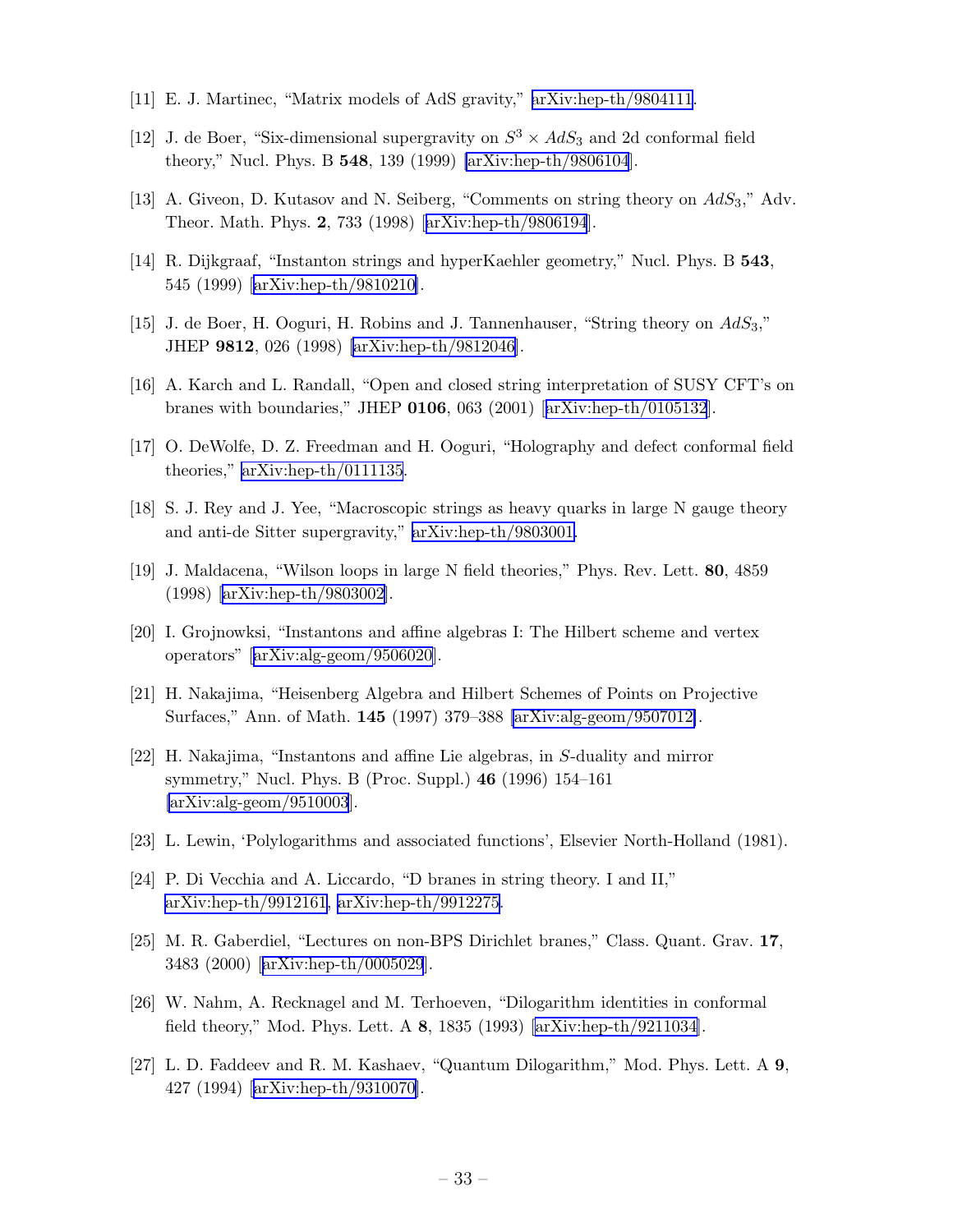[11] E. J. Martinec, "Matrix models of AdS gravity," arXiv:hep-th/9804111.

[12] J. de Boer, "Six-dimensional supergravity on $S^3 \times AdS_3$ and 2d conformal field theory," Nucl. Phys. B **548**, 139 (1999) [arXiv:hep-th/9806104].

[13] A. Giveon, D. Kutasov and N. Seiberg, "Comments on string theory on $AdS_3$," Adv. Theor. Math. Phys. **2**, 733 (1998) [arXiv:hep-th/9806194].

[14] R. Dijkgraaf, "Instanton strings and hyperKaehler geometry," Nucl. Phys. B **543**, 545 (1999) [arXiv:hep-th/9810210].

[15] J. de Boer, H. Ooguri, H. Robins and J. Tannenhauser, "String theory on $AdS_3$," JHEP **9812**, 026 (1998) [arXiv:hep-th/9812046].

[16] A. Karch and L. Randall, "Open and closed string interpretation of SUSY CFT's on branes with boundaries," JHEP **0106**, 063 (2001) [arXiv:hep-th/0105132].

[17] O. DeWolfe, D. Z. Freedman and H. Ooguri, "Holography and defect conformal field theories," arXiv:hep-th/0111135.

[18] S. J. Rey and J. Yee, "Macroscopic strings as heavy quarks in large N gauge theory and anti-de Sitter supergravity," arXiv:hep-th/9803001.

[19] J. Maldacena, "Wilson loops in large N field theories," Phys. Rev. Lett. **80**, 4859 (1998) [arXiv:hep-th/9803002].

[20] I. Grojnowksi, "Instantons and affine algebras I: The Hilbert scheme and vertex operators" [arXiv:alg-geom/9506020].

[21] H. Nakajima, "Heisenberg Algebra and Hilbert Schemes of Points on Projective Surfaces," Ann. of Math. **145** (1997) 379–388 [arXiv:alg-geom/9507012].

[22] H. Nakajima, "Instantons and affine Lie algebras, in $S$-duality and mirror symmetry," Nucl. Phys. B (Proc. Suppl.) **46** (1996) 154–161 [arXiv:alg-geom/9510003].

[23] L. Lewin, 'Polylogarithms and associated functions', Elsevier North-Holland (1981).

[24] P. Di Vecchia and A. Liccardo, "D branes in string theory. I and II," arXiv:hep-th/9912161, arXiv:hep-th/9912275.

[25] M. R. Gaberdiel, "Lectures on non-BPS Dirichlet branes," Class. Quant. Grav. **17**, 3483 (2000) [arXiv:hep-th/0005029].

[26] W. Nahm, A. Recknagel and M. Terhoeven, "Dilogarithm identities in conformal field theory," Mod. Phys. Lett. A **8**, 1835 (1993) [arXiv:hep-th/9211034].

[27] L. D. Faddeev and R. M. Kashaev, "Quantum Dilogarithm," Mod. Phys. Lett. A **9**, 427 (1994) [arXiv:hep-th/9310070].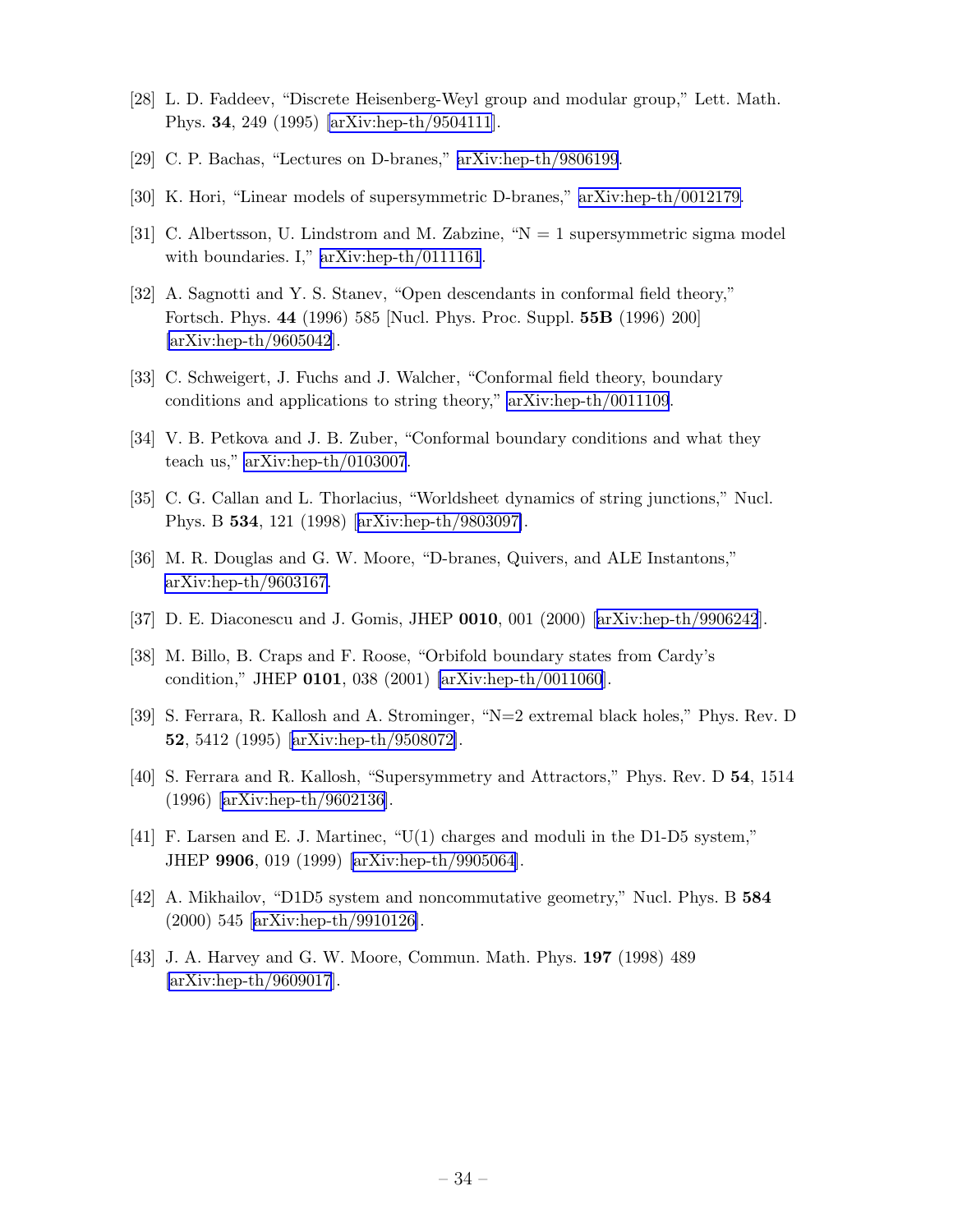[28] L. D. Faddeev, "Discrete Heisenberg-Weyl group and modular group," Lett. Math. Phys. **34**, 249 (1995) [arXiv:hep-th/9504111].

[29] C. P. Bachas, "Lectures on D-branes," arXiv:hep-th/9806199.

[30] K. Hori, "Linear models of supersymmetric D-branes," arXiv:hep-th/0012179.

[31] C. Albertsson, U. Lindstrom and M. Zabzine, "N = 1 supersymmetric sigma model with boundaries. I," arXiv:hep-th/0111161.

[32] A. Sagnotti and Y. S. Stanev, "Open descendants in conformal field theory," Fortsch. Phys. **44** (1996) 585 [Nucl. Phys. Proc. Suppl. **55B** (1996) 200] [arXiv:hep-th/9605042].

[33] C. Schweigert, J. Fuchs and J. Walcher, "Conformal field theory, boundary conditions and applications to string theory," arXiv:hep-th/0011109.

[34] V. B. Petkova and J. B. Zuber, "Conformal boundary conditions and what they teach us," arXiv:hep-th/0103007.

[35] C. G. Callan and L. Thorlacius, "Worldsheet dynamics of string junctions," Nucl. Phys. B **534**, 121 (1998) [arXiv:hep-th/9803097].

[36] M. R. Douglas and G. W. Moore, "D-branes, Quivers, and ALE Instantons," arXiv:hep-th/9603167.

[37] D. E. Diaconescu and J. Gomis, JHEP **0010**, 001 (2000) [arXiv:hep-th/9906242].

[38] M. Billo, B. Craps and F. Roose, "Orbifold boundary states from Cardy's condition," JHEP **0101**, 038 (2001) [arXiv:hep-th/0011060].

[39] S. Ferrara, R. Kallosh and A. Strominger, "N=2 extremal black holes," Phys. Rev. D **52**, 5412 (1995) [arXiv:hep-th/9508072].

[40] S. Ferrara and R. Kallosh, "Supersymmetry and Attractors," Phys. Rev. D **54**, 1514 (1996) [arXiv:hep-th/9602136].

[41] F. Larsen and E. J. Martinec, "U(1) charges and moduli in the D1-D5 system," JHEP **9906**, 019 (1999) [arXiv:hep-th/9905064].

[42] A. Mikhailov, "D1D5 system and noncommutative geometry," Nucl. Phys. B **584** (2000) 545 [arXiv:hep-th/9910126].

[43] J. A. Harvey and G. W. Moore, Commun. Math. Phys. **197** (1998) 489 [arXiv:hep-th/9609017].